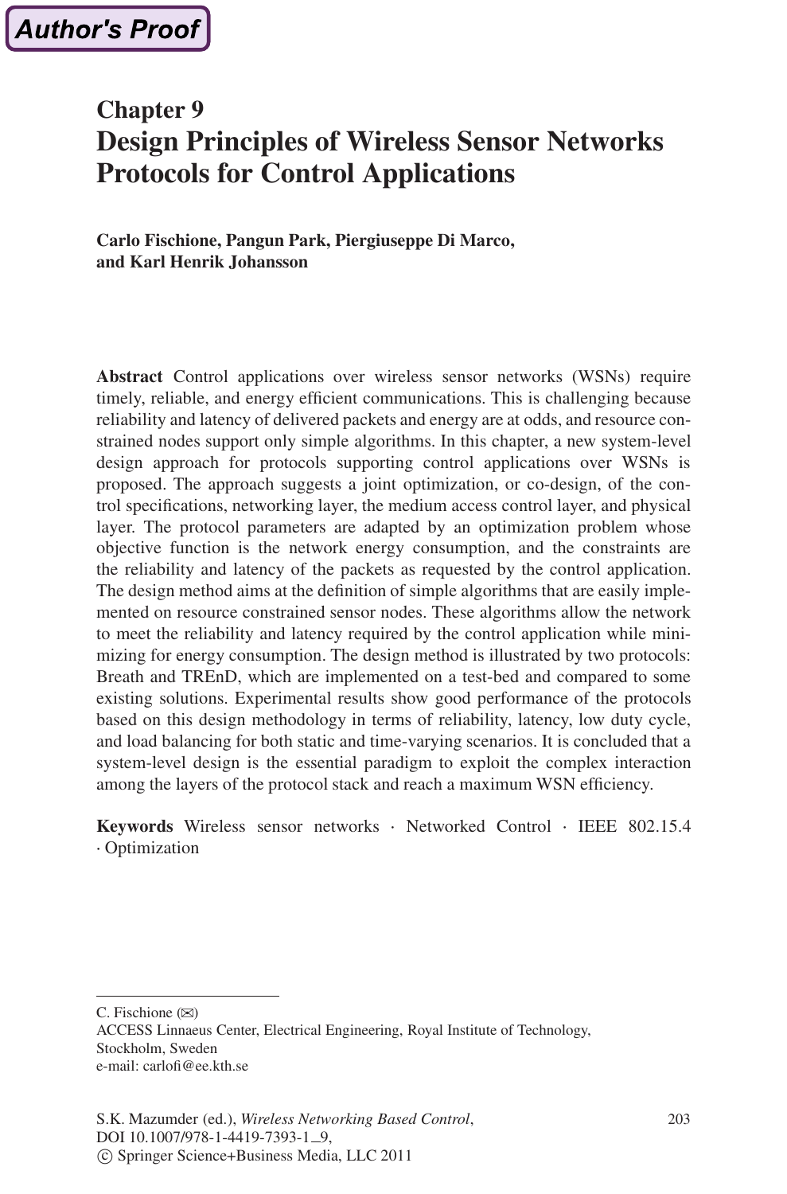# Chapter 9

# Design Principles of Wireless Sensor Networks Protocols for Control Applications

**Carlo Fischione, Pangun Park, Piergiuseppe Di Marco, and Karl Henrik Johansson**

**Abstract** Control applications over wireless sensor networks (WSNs) require timely, reliable, and energy efficient communications. This is challenging because reliability and latency of delivered packets and energy are at odds, and resource constrained nodes support only simple algorithms. In this chapter, a new system-level design approach for protocols supporting control applications over WSNs is proposed. The approach suggests a joint optimization, or co-design, of the control specifications, networking layer, the medium access control layer, and physical layer. The protocol parameters are adapted by an optimization problem whose objective function is the network energy consumption, and the constraints are the reliability and latency of the packets as requested by the control application. The design method aims at the definition of simple algorithms that are easily implemented on resource constrained sensor nodes. These algorithms allow the network to meet the reliability and latency required by the control application while minimizing for energy consumption. The design method is illustrated by two protocols: Breath and TREnD, which are implemented on a test-bed and compared to some existing solutions. Experimental results show good performance of the protocols based on this design methodology in terms of reliability, latency, low duty cycle, and load balancing for both static and time-varying scenarios. It is concluded that a system-level design is the essential paradigm to exploit the complex interaction among the layers of the protocol stack and reach a maximum WSN efficiency.

**Keywords** Wireless sensor networks · Networked Control · IEEE 802.15.4 · Optimization

---

C. Fischione (✉)
ACCESS Linnaeus Center, Electrical Engineering, Royal Institute of Technology, Stockholm, Sweden
e-mail: carlofi@ee.kth.se

S.K. Mazumder (ed.), *Wireless Networking Based Control*,
DOI 10.1007/978-1-4419-7393-1_9,
© Springer Science+Business Media, LLC 2011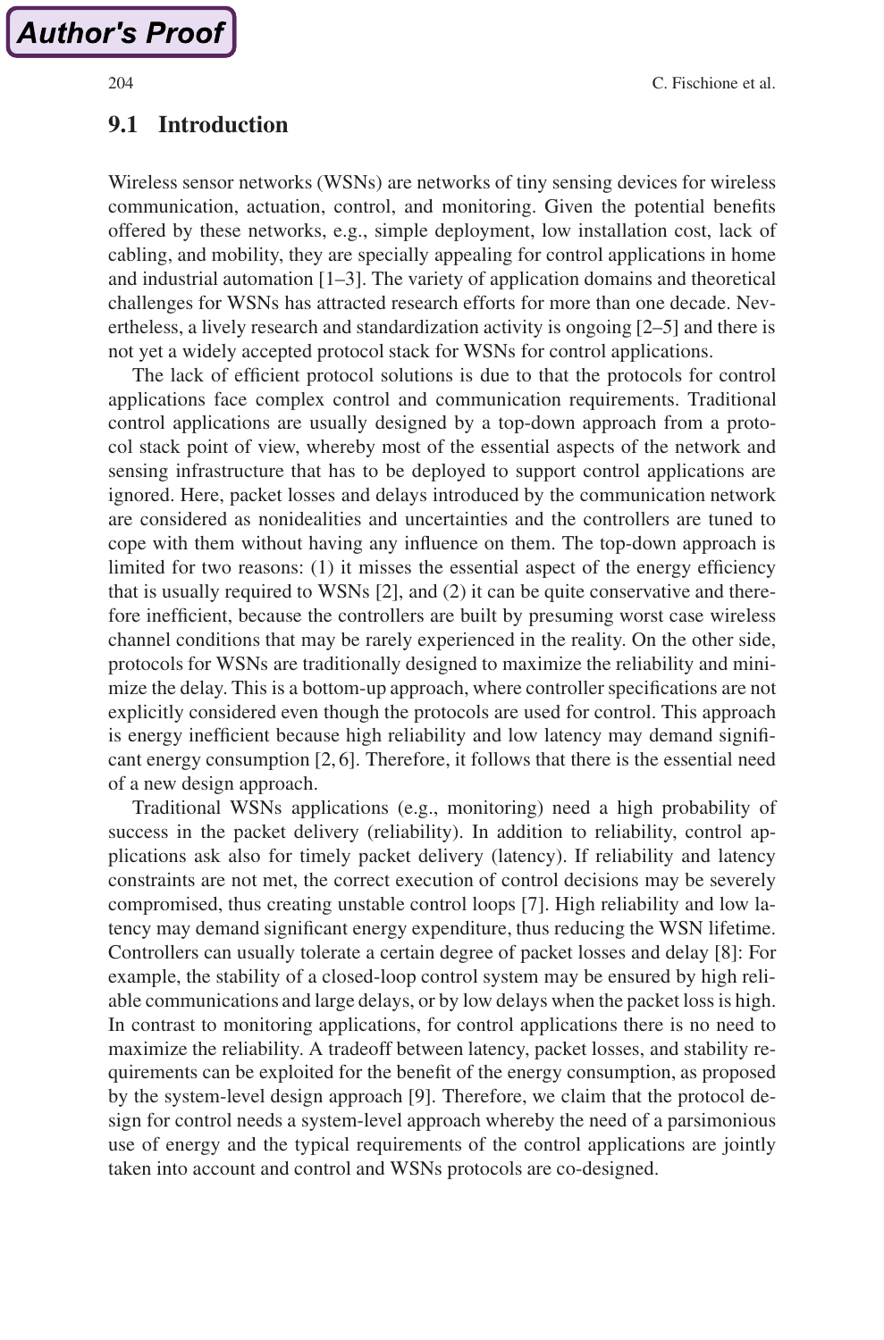## 9.1 Introduction

Wireless sensor networks (WSNs) are networks of tiny sensing devices for wireless communication, actuation, control, and monitoring. Given the potential benefits offered by these networks, e.g., simple deployment, low installation cost, lack of cabling, and mobility, they are specially appealing for control applications in home and industrial automation [1–3]. The variety of application domains and theoretical challenges for WSNs has attracted research efforts for more than one decade. Nevertheless, a lively research and standardization activity is ongoing [2–5] and there is not yet a widely accepted protocol stack for WSNs for control applications.

The lack of efficient protocol solutions is due to that the protocols for control applications face complex control and communication requirements. Traditional control applications are usually designed by a top-down approach from a protocol stack point of view, whereby most of the essential aspects of the network and sensing infrastructure that has to be deployed to support control applications are ignored. Here, packet losses and delays introduced by the communication network are considered as nonidealities and uncertainties and the controllers are tuned to cope with them without having any influence on them. The top-down approach is limited for two reasons: (1) it misses the essential aspect of the energy efficiency that is usually required to WSNs [2], and (2) it can be quite conservative and therefore inefficient, because the controllers are built by presuming worst case wireless channel conditions that may be rarely experienced in the reality. On the other side, protocols for WSNs are traditionally designed to maximize the reliability and minimize the delay. This is a bottom-up approach, where controller specifications are not explicitly considered even though the protocols are used for control. This approach is energy inefficient because high reliability and low latency may demand significant energy consumption [2, 6]. Therefore, it follows that there is the essential need of a new design approach.

Traditional WSNs applications (e.g., monitoring) need a high probability of success in the packet delivery (reliability). In addition to reliability, control applications ask also for timely packet delivery (latency). If reliability and latency constraints are not met, the correct execution of control decisions may be severely compromised, thus creating unstable control loops [7]. High reliability and low latency may demand significant energy expenditure, thus reducing the WSN lifetime. Controllers can usually tolerate a certain degree of packet losses and delay [8]: For example, the stability of a closed-loop control system may be ensured by high reliable communications and large delays, or by low delays when the packet loss is high. In contrast to monitoring applications, for control applications there is no need to maximize the reliability. A tradeoff between latency, packet losses, and stability requirements can be exploited for the benefit of the energy consumption, as proposed by the system-level design approach [9]. Therefore, we claim that the protocol design for control needs a system-level approach whereby the need of a parsimonious use of energy and the typical requirements of the control applications are jointly taken into account and control and WSNs protocols are co-designed.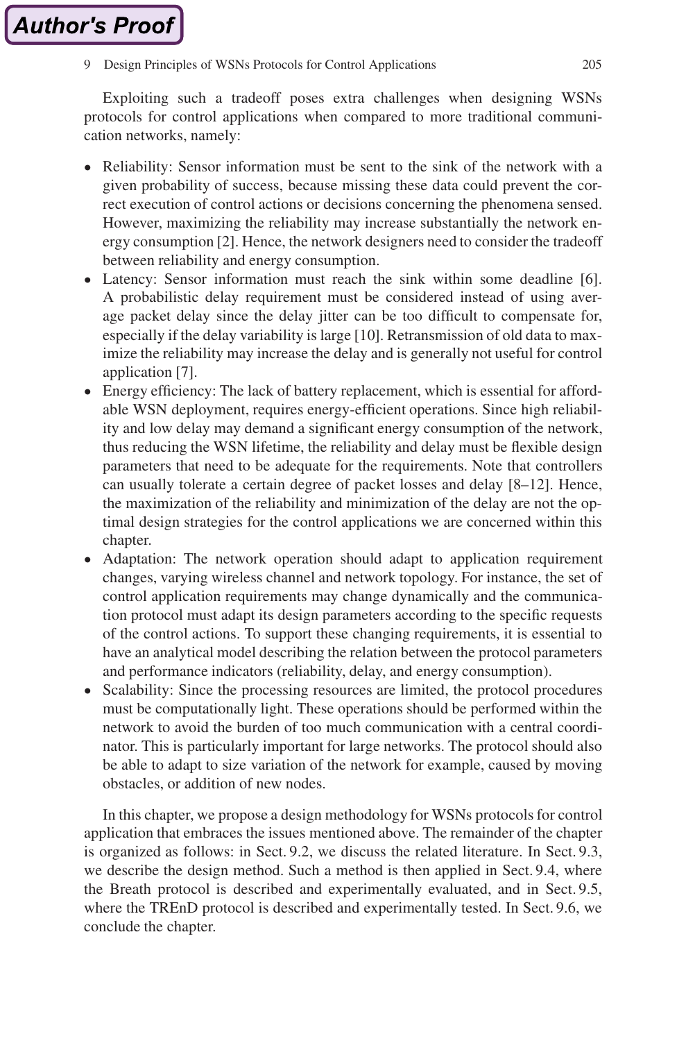Exploiting such a tradeoff poses extra challenges when designing WSNs protocols for control applications when compared to more traditional communication networks, namely:

- Reliability: Sensor information must be sent to the sink of the network with a given probability of success, because missing these data could prevent the correct execution of control actions or decisions concerning the phenomena sensed. However, maximizing the reliability may increase substantially the network energy consumption [2]. Hence, the network designers need to consider the tradeoff between reliability and energy consumption.
- Latency: Sensor information must reach the sink within some deadline [6]. A probabilistic delay requirement must be considered instead of using average packet delay since the delay jitter can be too difficult to compensate for, especially if the delay variability is large [10]. Retransmission of old data to maximize the reliability may increase the delay and is generally not useful for control application [7].
- Energy efficiency: The lack of battery replacement, which is essential for affordable WSN deployment, requires energy-efficient operations. Since high reliability and low delay may demand a significant energy consumption of the network, thus reducing the WSN lifetime, the reliability and delay must be flexible design parameters that need to be adequate for the requirements. Note that controllers can usually tolerate a certain degree of packet losses and delay [8–12]. Hence, the maximization of the reliability and minimization of the delay are not the optimal design strategies for the control applications we are concerned within this chapter.
- Adaptation: The network operation should adapt to application requirement changes, varying wireless channel and network topology. For instance, the set of control application requirements may change dynamically and the communication protocol must adapt its design parameters according to the specific requests of the control actions. To support these changing requirements, it is essential to have an analytical model describing the relation between the protocol parameters and performance indicators (reliability, delay, and energy consumption).
- Scalability: Since the processing resources are limited, the protocol procedures must be computationally light. These operations should be performed within the network to avoid the burden of too much communication with a central coordinator. This is particularly important for large networks. The protocol should also be able to adapt to size variation of the network for example, caused by moving obstacles, or addition of new nodes.

In this chapter, we propose a design methodology for WSNs protocols for control application that embraces the issues mentioned above. The remainder of the chapter is organized as follows: in Sect. 9.2, we discuss the related literature. In Sect. 9.3, we describe the design method. Such a method is then applied in Sect. 9.4, where the Breath protocol is described and experimentally evaluated, and in Sect. 9.5, where the TREnD protocol is described and experimentally tested. In Sect. 9.6, we conclude the chapter.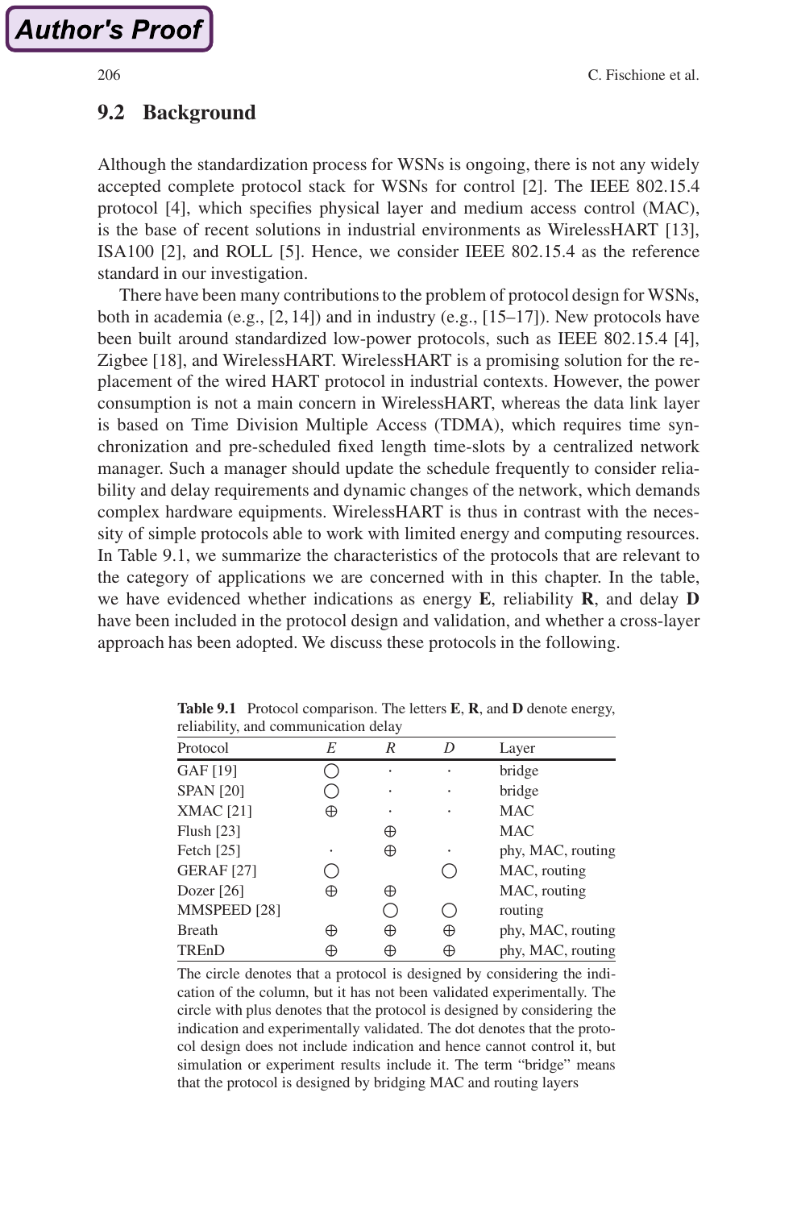## 9.2 Background

Although the standardization process for WSNs is ongoing, there is not any widely accepted complete protocol stack for WSNs for control [2]. The IEEE 802.15.4 protocol [4], which specifies physical layer and medium access control (MAC), is the base of recent solutions in industrial environments as WirelessHART [13], ISA100 [2], and ROLL [5]. Hence, we consider IEEE 802.15.4 as the reference standard in our investigation.

There have been many contributions to the problem of protocol design for WSNs, both in academia (e.g., [2, 14]) and in industry (e.g., [15–17]). New protocols have been built around standardized low-power protocols, such as IEEE 802.15.4 [4], Zigbee [18], and WirelessHART. WirelessHART is a promising solution for the replacement of the wired HART protocol in industrial contexts. However, the power consumption is not a main concern in WirelessHART, whereas the data link layer is based on Time Division Multiple Access (TDMA), which requires time synchronization and pre-scheduled fixed length time-slots by a centralized network manager. Such a manager should update the schedule frequently to consider reliability and delay requirements and dynamic changes of the network, which demands complex hardware equipments. WirelessHART is thus in contrast with the necessity of simple protocols able to work with limited energy and computing resources. In Table 9.1, we summarize the characteristics of the protocols that are relevant to the category of applications we are concerned with in this chapter. In the table, we have evidenced whether indications as energy **E**, reliability **R**, and delay **D** have been included in the protocol design and validation, and whether a cross-layer approach has been adopted. We discuss these protocols in the following.

**Table 9.1** Protocol comparison. The letters **E**, **R**, and **D** denote energy, reliability, and communication delay

| Protocol | *E* | *R* | *D* | Layer |
|---|---|---|---|---|
| GAF [19] | ○ | · | · | bridge |
| SPAN [20] | ○ | · | · | bridge |
| XMAC [21] | ⊕ | · | · | MAC |
| Flush [23] | | ⊕ | | MAC |
| Fetch [25] | · | ⊕ | · | phy, MAC, routing |
| GERAF [27] | ○ | | ○ | MAC, routing |
| Dozer [26] | ⊕ | ⊕ | | MAC, routing |
| MMSPEED [28] | | ○ | ○ | routing |
| Breath | ⊕ | ⊕ | ⊕ | phy, MAC, routing |
| TREnD | ⊕ | ⊕ | ⊕ | phy, MAC, routing |

The circle denotes that a protocol is designed by considering the indication of the column, but it has not been validated experimentally. The circle with plus denotes that the protocol is designed by considering the indication and experimentally validated. The dot denotes that the protocol design does not include indication and hence cannot control it, but simulation or experiment results include it. The term "bridge" means that the protocol is designed by bridging MAC and routing layers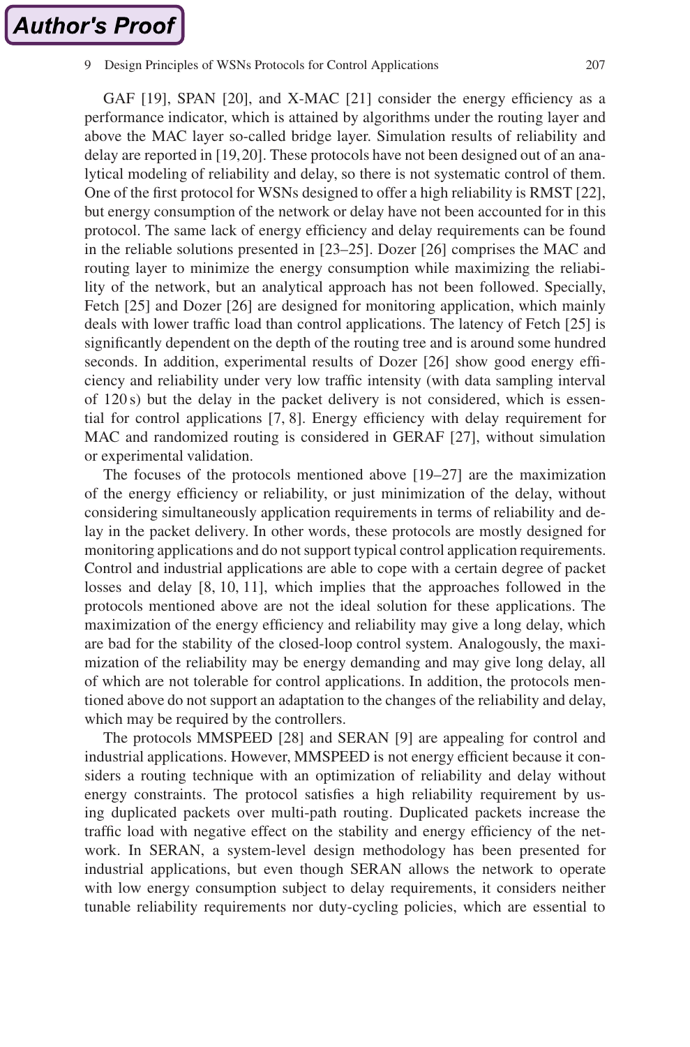GAF [19], SPAN [20], and X-MAC [21] consider the energy efficiency as a performance indicator, which is attained by algorithms under the routing layer and above the MAC layer so-called bridge layer. Simulation results of reliability and delay are reported in [19,20]. These protocols have not been designed out of an analytical modeling of reliability and delay, so there is not systematic control of them. One of the first protocol for WSNs designed to offer a high reliability is RMST [22], but energy consumption of the network or delay have not been accounted for in this protocol. The same lack of energy efficiency and delay requirements can be found in the reliable solutions presented in [23–25]. Dozer [26] comprises the MAC and routing layer to minimize the energy consumption while maximizing the reliability of the network, but an analytical approach has not been followed. Specially, Fetch [25] and Dozer [26] are designed for monitoring application, which mainly deals with lower traffic load than control applications. The latency of Fetch [25] is significantly dependent on the depth of the routing tree and is around some hundred seconds. In addition, experimental results of Dozer [26] show good energy efficiency and reliability under very low traffic intensity (with data sampling interval of 120 s) but the delay in the packet delivery is not considered, which is essential for control applications [7, 8]. Energy efficiency with delay requirement for MAC and randomized routing is considered in GERAF [27], without simulation or experimental validation.

The focuses of the protocols mentioned above [19–27] are the maximization of the energy efficiency or reliability, or just minimization of the delay, without considering simultaneously application requirements in terms of reliability and delay in the packet delivery. In other words, these protocols are mostly designed for monitoring applications and do not support typical control application requirements. Control and industrial applications are able to cope with a certain degree of packet losses and delay [8, 10, 11], which implies that the approaches followed in the protocols mentioned above are not the ideal solution for these applications. The maximization of the energy efficiency and reliability may give a long delay, which are bad for the stability of the closed-loop control system. Analogously, the maximization of the reliability may be energy demanding and may give long delay, all of which are not tolerable for control applications. In addition, the protocols mentioned above do not support an adaptation to the changes of the reliability and delay, which may be required by the controllers.

The protocols MMSPEED [28] and SERAN [9] are appealing for control and industrial applications. However, MMSPEED is not energy efficient because it considers a routing technique with an optimization of reliability and delay without energy constraints. The protocol satisfies a high reliability requirement by using duplicated packets over multi-path routing. Duplicated packets increase the traffic load with negative effect on the stability and energy efficiency of the network. In SERAN, a system-level design methodology has been presented for industrial applications, but even though SERAN allows the network to operate with low energy consumption subject to delay requirements, it considers neither tunable reliability requirements nor duty-cycling policies, which are essential to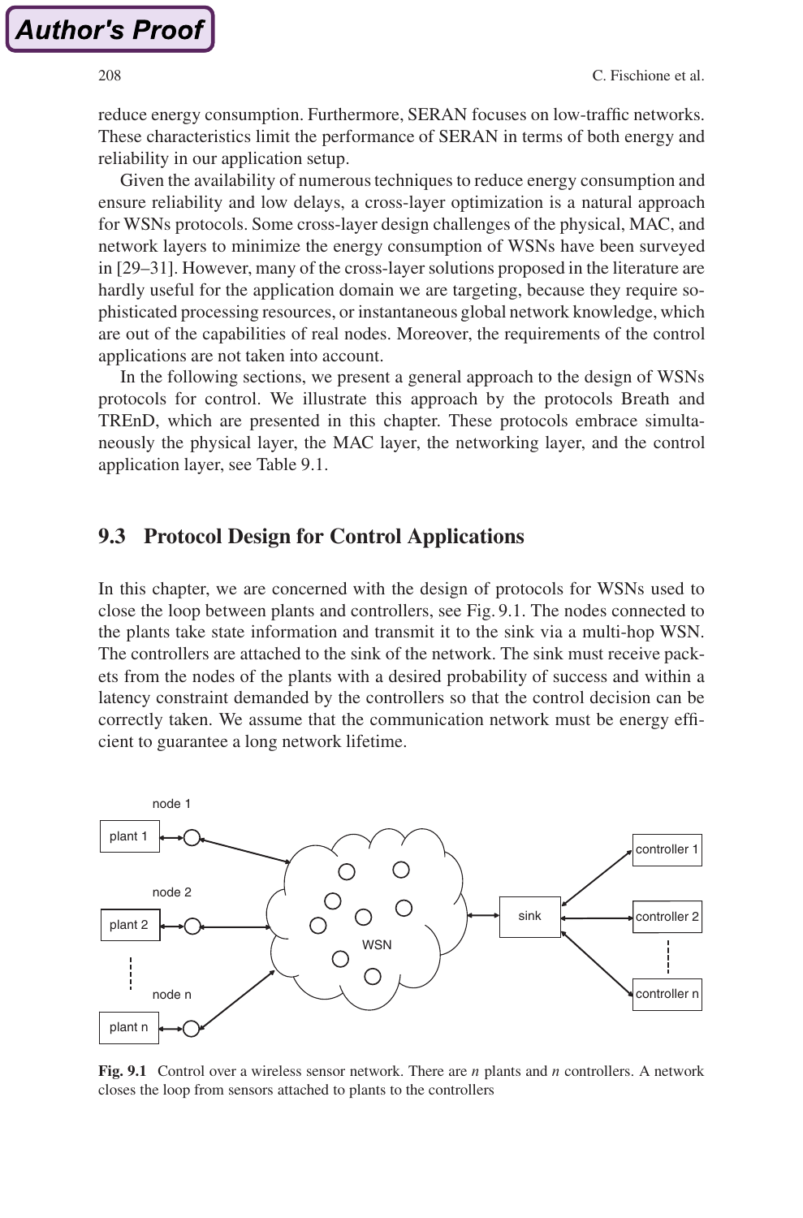reduce energy consumption. Furthermore, SERAN focuses on low-traffic networks. These characteristics limit the performance of SERAN in terms of both energy and reliability in our application setup.

Given the availability of numerous techniques to reduce energy consumption and ensure reliability and low delays, a cross-layer optimization is a natural approach for WSNs protocols. Some cross-layer design challenges of the physical, MAC, and network layers to minimize the energy consumption of WSNs have been surveyed in [29–31]. However, many of the cross-layer solutions proposed in the literature are hardly useful for the application domain we are targeting, because they require sophisticated processing resources, or instantaneous global network knowledge, which are out of the capabilities of real nodes. Moreover, the requirements of the control applications are not taken into account.

In the following sections, we present a general approach to the design of WSNs protocols for control. We illustrate this approach by the protocols Breath and TREnD, which are presented in this chapter. These protocols embrace simultaneously the physical layer, the MAC layer, the networking layer, and the control application layer, see Table 9.1.

## 9.3 Protocol Design for Control Applications

In this chapter, we are concerned with the design of protocols for WSNs used to close the loop between plants and controllers, see Fig. 9.1. The nodes connected to the plants take state information and transmit it to the sink via a multi-hop WSN. The controllers are attached to the sink of the network. The sink must receive packets from the nodes of the plants with a desired probability of success and within a latency constraint demanded by the controllers so that the control decision can be correctly taken. We assume that the communication network must be energy efficient to guarantee a long network lifetime.

**Fig. 9.1** Control over a wireless sensor network. There are $n$ plants and $n$ controllers. A network closes the loop from sensors attached to plants to the controllers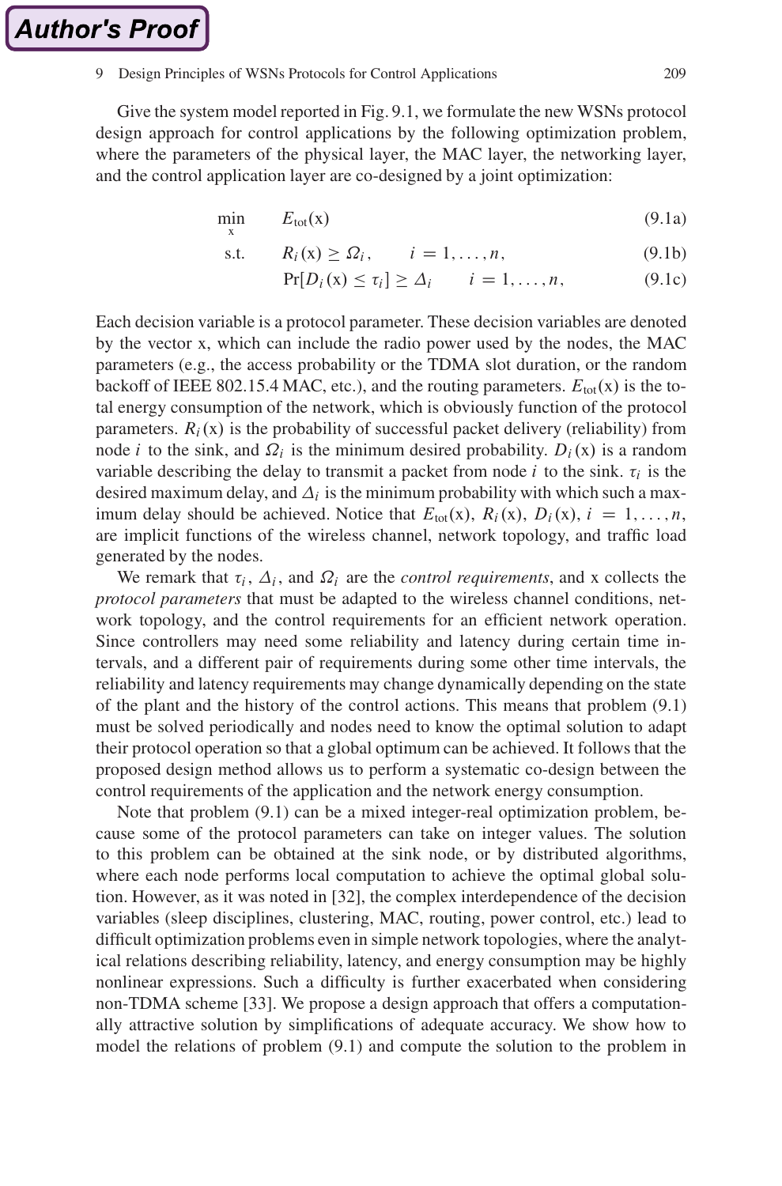Give the system model reported in Fig. 9.1, we formulate the new WSNs protocol design approach for control applications by the following optimization problem, where the parameters of the physical layer, the MAC layer, the networking layer, and the control application layer are co-designed by a joint optimization:

$$\min_{\mathrm{x}} \quad E_{\mathrm{tot}}(\mathrm{x}) \tag{9.1a}$$

$$\text{s.t.} \quad R_i(\mathrm{x}) \geq \Omega_i, \qquad i = 1, \ldots, n, \tag{9.1b}$$

$$\Pr[D_i(\mathrm{x}) \leq \tau_i] \geq \Delta_i \qquad i = 1, \ldots, n, \tag{9.1c}$$

Each decision variable is a protocol parameter. These decision variables are denoted by the vector x, which can include the radio power used by the nodes, the MAC parameters (e.g., the access probability or the TDMA slot duration, or the random backoff of IEEE 802.15.4 MAC, etc.), and the routing parameters. $E_{\mathrm{tot}}(\mathrm{x})$ is the total energy consumption of the network, which is obviously function of the protocol parameters. $R_i(\mathrm{x})$ is the probability of successful packet delivery (reliability) from node $i$ to the sink, and $\Omega_i$ is the minimum desired probability. $D_i(\mathrm{x})$ is a random variable describing the delay to transmit a packet from node $i$ to the sink. $\tau_i$ is the desired maximum delay, and $\Delta_i$ is the minimum probability with which such a maximum delay should be achieved. Notice that $E_{\mathrm{tot}}(\mathrm{x})$, $R_i(\mathrm{x})$, $D_i(\mathrm{x})$, $i = 1, \ldots, n$, are implicit functions of the wireless channel, network topology, and traffic load generated by the nodes.

We remark that $\tau_i$, $\Delta_i$, and $\Omega_i$ are the *control requirements*, and x collects the *protocol parameters* that must be adapted to the wireless channel conditions, network topology, and the control requirements for an efficient network operation. Since controllers may need some reliability and latency during certain time intervals, and a different pair of requirements during some other time intervals, the reliability and latency requirements may change dynamically depending on the state of the plant and the history of the control actions. This means that problem (9.1) must be solved periodically and nodes need to know the optimal solution to adapt their protocol operation so that a global optimum can be achieved. It follows that the proposed design method allows us to perform a systematic co-design between the control requirements of the application and the network energy consumption.

Note that problem (9.1) can be a mixed integer-real optimization problem, because some of the protocol parameters can take on integer values. The solution to this problem can be obtained at the sink node, or by distributed algorithms, where each node performs local computation to achieve the optimal global solution. However, as it was noted in [32], the complex interdependence of the decision variables (sleep disciplines, clustering, MAC, routing, power control, etc.) lead to difficult optimization problems even in simple network topologies, where the analytical relations describing reliability, latency, and energy consumption may be highly nonlinear expressions. Such a difficulty is further exacerbated when considering non-TDMA scheme [33]. We propose a design approach that offers a computationally attractive solution by simplifications of adequate accuracy. We show how to model the relations of problem (9.1) and compute the solution to the problem in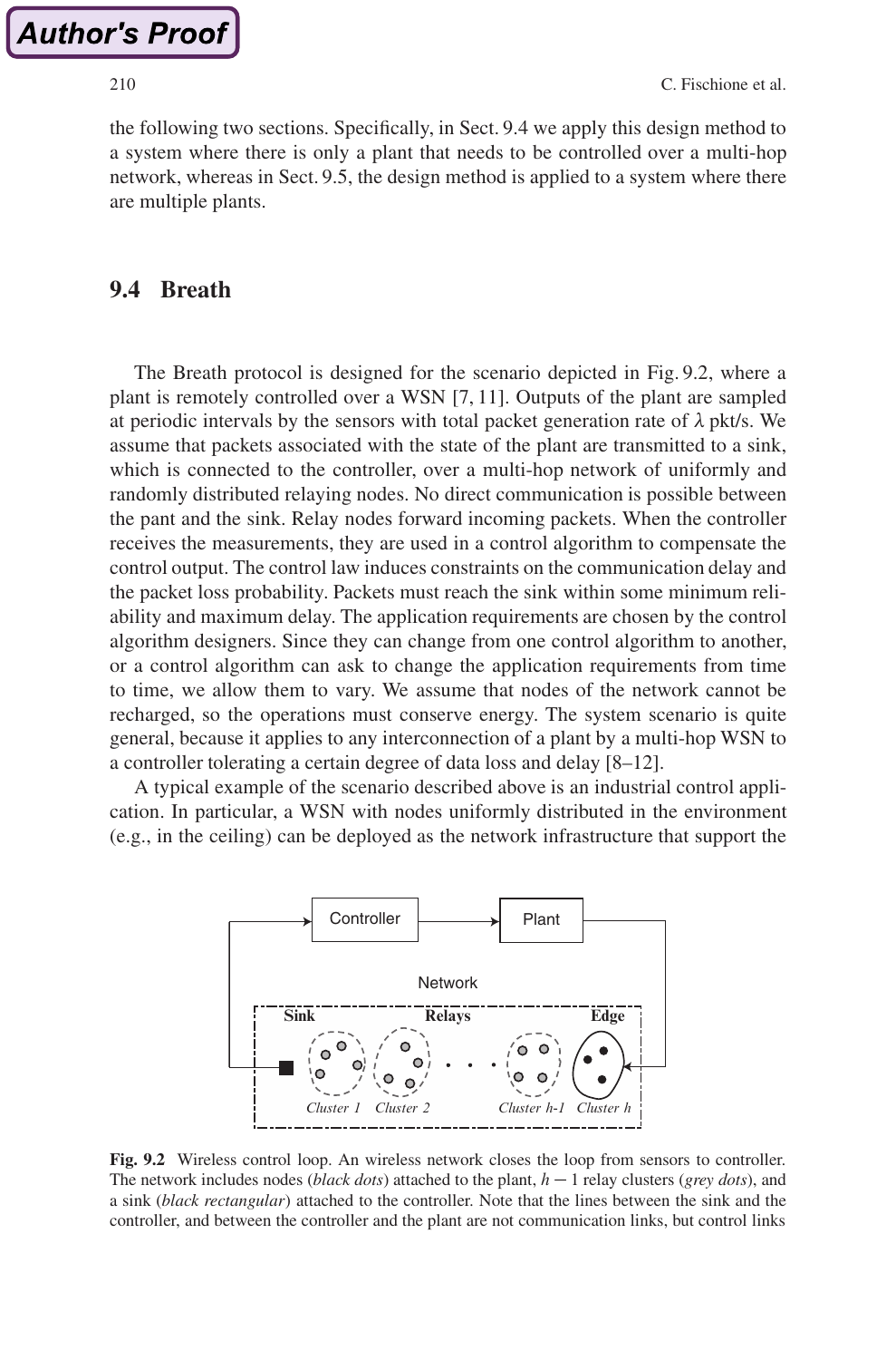the following two sections. Specifically, in Sect. 9.4 we apply this design method to a system where there is only a plant that needs to be controlled over a multi-hop network, whereas in Sect. 9.5, the design method is applied to a system where there are multiple plants.

## 9.4 Breath

The Breath protocol is designed for the scenario depicted in Fig. 9.2, where a plant is remotely controlled over a WSN [7, 11]. Outputs of the plant are sampled at periodic intervals by the sensors with total packet generation rate of $\lambda$ pkt/s. We assume that packets associated with the state of the plant are transmitted to a sink, which is connected to the controller, over a multi-hop network of uniformly and randomly distributed relaying nodes. No direct communication is possible between the pant and the sink. Relay nodes forward incoming packets. When the controller receives the measurements, they are used in a control algorithm to compensate the control output. The control law induces constraints on the communication delay and the packet loss probability. Packets must reach the sink within some minimum reliability and maximum delay. The application requirements are chosen by the control algorithm designers. Since they can change from one control algorithm to another, or a control algorithm can ask to change the application requirements from time to time, we allow them to vary. We assume that nodes of the network cannot be recharged, so the operations must conserve energy. The system scenario is quite general, because it applies to any interconnection of a plant by a multi-hop WSN to a controller tolerating a certain degree of data loss and delay [8–12].

A typical example of the scenario described above is an industrial control application. In particular, a WSN with nodes uniformly distributed in the environment (e.g., in the ceiling) can be deployed as the network infrastructure that support the

Controller
Plant
Network
Sink
Relays
Edge
Cluster 1
Cluster 2
Cluster h-1
Cluster h

**Fig. 9.2** Wireless control loop. An wireless network closes the loop from sensors to controller. The network includes nodes (*black dots*) attached to the plant, $h-1$ relay clusters (*grey dots*), and a sink (*black rectangular*) attached to the controller. Note that the lines between the sink and the controller, and between the controller and the plant are not communication links, but control links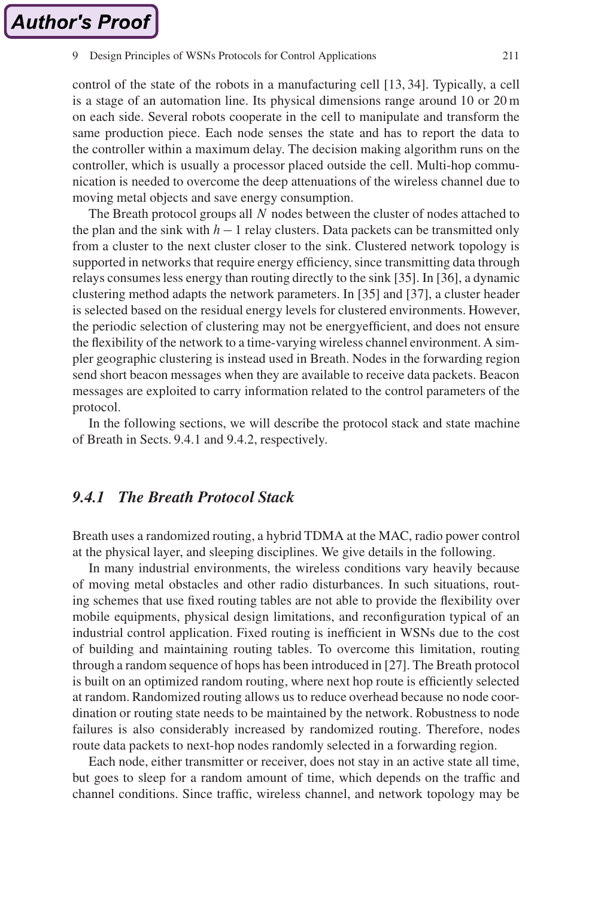control of the state of the robots in a manufacturing cell [13, 34]. Typically, a cell is a stage of an automation line. Its physical dimensions range around 10 or 20 m on each side. Several robots cooperate in the cell to manipulate and transform the same production piece. Each node senses the state and has to report the data to the controller within a maximum delay. The decision making algorithm runs on the controller, which is usually a processor placed outside the cell. Multi-hop communication is needed to overcome the deep attenuations of the wireless channel due to moving metal objects and save energy consumption.

The Breath protocol groups all $N$ nodes between the cluster of nodes attached to the plan and the sink with $h-1$ relay clusters. Data packets can be transmitted only from a cluster to the next cluster closer to the sink. Clustered network topology is supported in networks that require energy efficiency, since transmitting data through relays consumes less energy than routing directly to the sink [35]. In [36], a dynamic clustering method adapts the network parameters. In [35] and [37], a cluster header is selected based on the residual energy levels for clustered environments. However, the periodic selection of clustering may not be energyefficient, and does not ensure the flexibility of the network to a time-varying wireless channel environment. A simpler geographic clustering is instead used in Breath. Nodes in the forwarding region send short beacon messages when they are available to receive data packets. Beacon messages are exploited to carry information related to the control parameters of the protocol.

In the following sections, we will describe the protocol stack and state machine of Breath in Sects. 9.4.1 and 9.4.2, respectively.

### *9.4.1 The Breath Protocol Stack*

Breath uses a randomized routing, a hybrid TDMA at the MAC, radio power control at the physical layer, and sleeping disciplines. We give details in the following.

In many industrial environments, the wireless conditions vary heavily because of moving metal obstacles and other radio disturbances. In such situations, routing schemes that use fixed routing tables are not able to provide the flexibility over mobile equipments, physical design limitations, and reconfiguration typical of an industrial control application. Fixed routing is inefficient in WSNs due to the cost of building and maintaining routing tables. To overcome this limitation, routing through a random sequence of hops has been introduced in [27]. The Breath protocol is built on an optimized random routing, where next hop route is efficiently selected at random. Randomized routing allows us to reduce overhead because no node coordination or routing state needs to be maintained by the network. Robustness to node failures is also considerably increased by randomized routing. Therefore, nodes route data packets to next-hop nodes randomly selected in a forwarding region.

Each node, either transmitter or receiver, does not stay in an active state all time, but goes to sleep for a random amount of time, which depends on the traffic and channel conditions. Since traffic, wireless channel, and network topology may be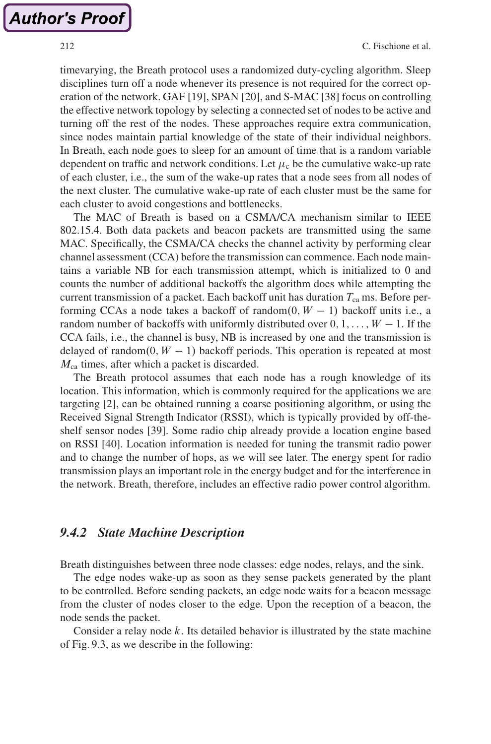timevarying, the Breath protocol uses a randomized duty-cycling algorithm. Sleep disciplines turn off a node whenever its presence is not required for the correct operation of the network. GAF [19], SPAN [20], and S-MAC [38] focus on controlling the effective network topology by selecting a connected set of nodes to be active and turning off the rest of the nodes. These approaches require extra communication, since nodes maintain partial knowledge of the state of their individual neighbors. In Breath, each node goes to sleep for an amount of time that is a random variable dependent on traffic and network conditions. Let $\mu_c$ be the cumulative wake-up rate of each cluster, i.e., the sum of the wake-up rates that a node sees from all nodes of the next cluster. The cumulative wake-up rate of each cluster must be the same for each cluster to avoid congestions and bottlenecks.

The MAC of Breath is based on a CSMA/CA mechanism similar to IEEE 802.15.4. Both data packets and beacon packets are transmitted using the same MAC. Specifically, the CSMA/CA checks the channel activity by performing clear channel assessment (CCA) before the transmission can commence. Each node maintains a variable NB for each transmission attempt, which is initialized to 0 and counts the number of additional backoffs the algorithm does while attempting the current transmission of a packet. Each backoff unit has duration $T_{ca}$ ms. Before performing CCAs a node takes a backoff of random$(0, W-1)$ backoff units i.e., a random number of backoffs with uniformly distributed over $0, 1, \ldots, W-1$. If the CCA fails, i.e., the channel is busy, NB is increased by one and the transmission is delayed of random$(0, W-1)$ backoff periods. This operation is repeated at most $M_{ca}$ times, after which a packet is discarded.

The Breath protocol assumes that each node has a rough knowledge of its location. This information, which is commonly required for the applications we are targeting [2], can be obtained running a coarse positioning algorithm, or using the Received Signal Strength Indicator (RSSI), which is typically provided by off-the-shelf sensor nodes [39]. Some radio chip already provide a location engine based on RSSI [40]. Location information is needed for tuning the transmit radio power and to change the number of hops, as we will see later. The energy spent for radio transmission plays an important role in the energy budget and for the interference in the network. Breath, therefore, includes an effective radio power control algorithm.

### *9.4.2 State Machine Description*

Breath distinguishes between three node classes: edge nodes, relays, and the sink.

The edge nodes wake-up as soon as they sense packets generated by the plant to be controlled. Before sending packets, an edge node waits for a beacon message from the cluster of nodes closer to the edge. Upon the reception of a beacon, the node sends the packet.

Consider a relay node $k$. Its detailed behavior is illustrated by the state machine of Fig. 9.3, as we describe in the following: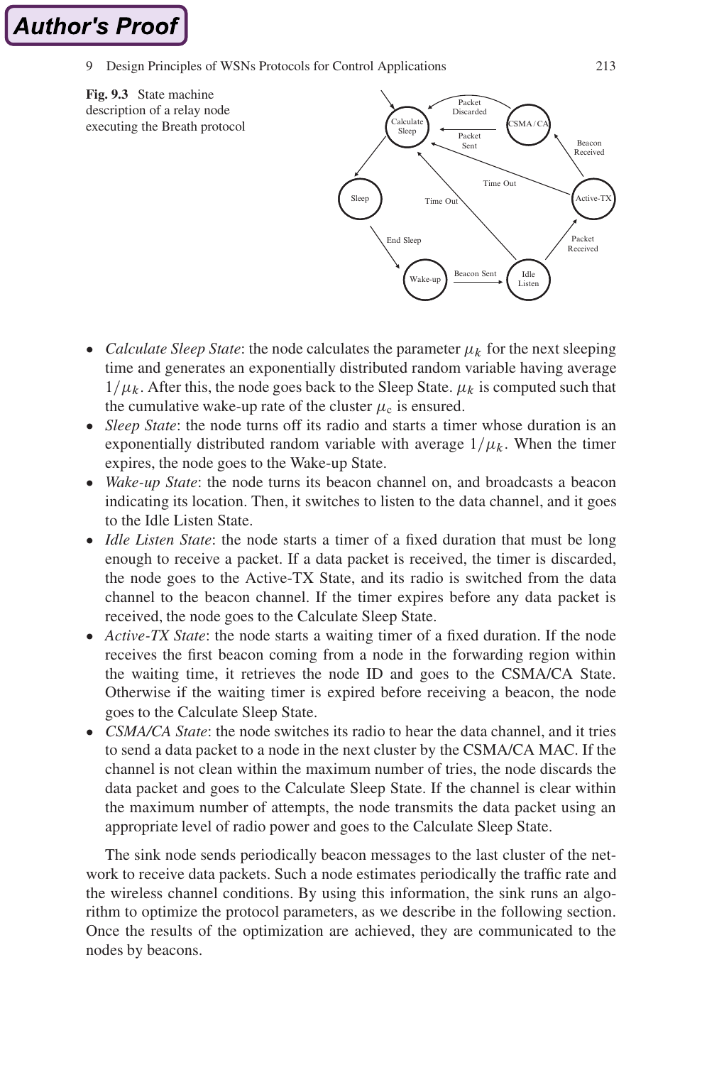**Fig. 9.3** State machine description of a relay node executing the Breath protocol

Calculate Sleep
Packet Discarded
Packet Sent
CSMA/CA
Beacon Received
Time Out
Sleep
Time Out
Active-TX
End Sleep
Packet Received
Wake-up
Beacon Sent
Idle Listen

- *Calculate Sleep State*: the node calculates the parameter $\mu_k$ for the next sleeping time and generates an exponentially distributed random variable having average $1/\mu_k$. After this, the node goes back to the Sleep State. $\mu_k$ is computed such that the cumulative wake-up rate of the cluster $\mu_c$ is ensured.
- *Sleep State*: the node turns off its radio and starts a timer whose duration is an exponentially distributed random variable with average $1/\mu_k$. When the timer expires, the node goes to the Wake-up State.
- *Wake-up State*: the node turns its beacon channel on, and broadcasts a beacon indicating its location. Then, it switches to listen to the data channel, and it goes to the Idle Listen State.
- *Idle Listen State*: the node starts a timer of a fixed duration that must be long enough to receive a packet. If a data packet is received, the timer is discarded, the node goes to the Active-TX State, and its radio is switched from the data channel to the beacon channel. If the timer expires before any data packet is received, the node goes to the Calculate Sleep State.
- *Active-TX State*: the node starts a waiting timer of a fixed duration. If the node receives the first beacon coming from a node in the forwarding region within the waiting time, it retrieves the node ID and goes to the CSMA/CA State. Otherwise if the waiting timer is expired before receiving a beacon, the node goes to the Calculate Sleep State.
- *CSMA/CA State*: the node switches its radio to hear the data channel, and it tries to send a data packet to a node in the next cluster by the CSMA/CA MAC. If the channel is not clean within the maximum number of tries, the node discards the data packet and goes to the Calculate Sleep State. If the channel is clear within the maximum number of attempts, the node transmits the data packet using an appropriate level of radio power and goes to the Calculate Sleep State.

The sink node sends periodically beacon messages to the last cluster of the network to receive data packets. Such a node estimates periodically the traffic rate and the wireless channel conditions. By using this information, the sink runs an algorithm to optimize the protocol parameters, as we describe in the following section. Once the results of the optimization are achieved, they are communicated to the nodes by beacons.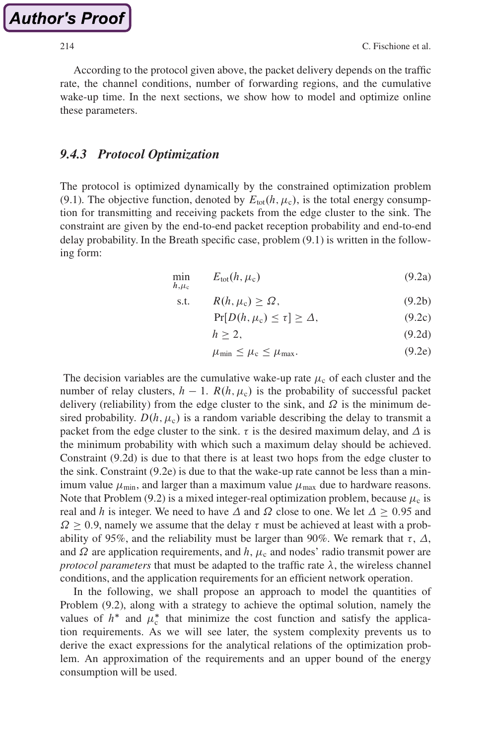According to the protocol given above, the packet delivery depends on the traffic rate, the channel conditions, number of forwarding regions, and the cumulative wake-up time. In the next sections, we show how to model and optimize online these parameters.

### 9.4.3 Protocol Optimization

The protocol is optimized dynamically by the constrained optimization problem (9.1). The objective function, denoted by $E_{\text{tot}}(h, \mu_{\text{c}})$, is the total energy consumption for transmitting and receiving packets from the edge cluster to the sink. The constraint are given by the end-to-end packet reception probability and end-to-end delay probability. In the Breath specific case, problem (9.1) is written in the following form:

$$
\begin{aligned}
\min_{h,\mu_{\text{c}}} \quad & E_{\text{tot}}(h, \mu_{\text{c}}) && \text{(9.2a)}\\
\text{s.t.} \quad & R(h, \mu_{\text{c}}) \geq \Omega, && \text{(9.2b)}\\
& \Pr[D(h, \mu_{\text{c}}) \leq \tau] \geq \Delta, && \text{(9.2c)}\\
& h \geq 2, && \text{(9.2d)}\\
& \mu_{\min} \leq \mu_{\text{c}} \leq \mu_{\max}. && \text{(9.2e)}
\end{aligned}
$$

The decision variables are the cumulative wake-up rate $\mu_{\text{c}}$ of each cluster and the number of relay clusters, $h - 1$. $R(h, \mu_{\text{c}})$ is the probability of successful packet delivery (reliability) from the edge cluster to the sink, and $\Omega$ is the minimum desired probability. $D(h, \mu_{\text{c}})$ is a random variable describing the delay to transmit a packet from the edge cluster to the sink. $\tau$ is the desired maximum delay, and $\Delta$ is the minimum probability with which such a maximum delay should be achieved. Constraint (9.2d) is due to that there is at least two hops from the edge cluster to the sink. Constraint (9.2e) is due to that the wake-up rate cannot be less than a minimum value $\mu_{\min}$, and larger than a maximum value $\mu_{\max}$ due to hardware reasons. Note that Problem (9.2) is a mixed integer-real optimization problem, because $\mu_{\text{c}}$ is real and $h$ is integer. We need to have $\Delta$ and $\Omega$ close to one. We let $\Delta \geq 0.95$ and $\Omega \geq 0.9$, namely we assume that the delay $\tau$ must be achieved at least with a probability of 95%, and the reliability must be larger than 90%. We remark that $\tau$, $\Delta$, and $\Omega$ are application requirements, and $h$, $\mu_{\text{c}}$ and nodes' radio transmit power are *protocol parameters* that must be adapted to the traffic rate $\lambda$, the wireless channel conditions, and the application requirements for an efficient network operation.

In the following, we shall propose an approach to model the quantities of Problem (9.2), along with a strategy to achieve the optimal solution, namely the values of $h^*$ and $\mu_{\text{c}}^*$ that minimize the cost function and satisfy the application requirements. As we will see later, the system complexity prevents us to derive the exact expressions for the analytical relations of the optimization problem. An approximation of the requirements and an upper bound of the energy consumption will be used.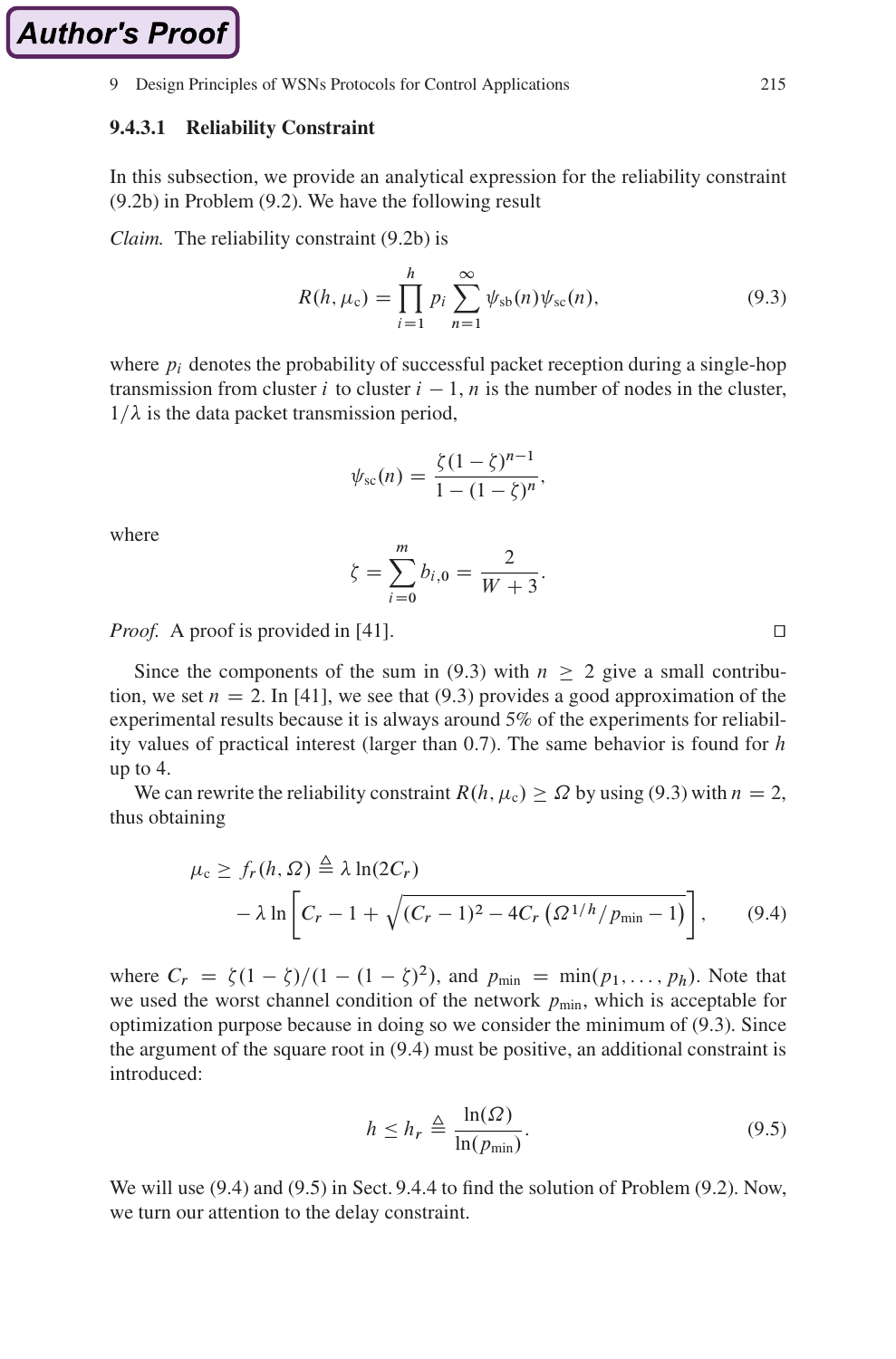#### 9.4.3.1 Reliability Constraint

In this subsection, we provide an analytical expression for the reliability constraint (9.2b) in Problem (9.2). We have the following result

*Claim.* The reliability constraint (9.2b) is

$$R(h, \mu_c) = \prod_{i=1}^{h} p_i \sum_{n=1}^{\infty} \psi_{sb}(n) \psi_{sc}(n), \tag{9.3}$$

where $p_i$ denotes the probability of successful packet reception during a single-hop transmission from cluster $i$ to cluster $i-1$, $n$ is the number of nodes in the cluster, $1/\lambda$ is the data packet transmission period,

$$\psi_{sc}(n) = \frac{\zeta(1-\zeta)^{n-1}}{1-(1-\zeta)^n},$$

where

$$\zeta = \sum_{i=0}^{m} b_{i,0} = \frac{2}{W+3}.$$

*Proof.* A proof is provided in [41]. □

Since the components of the sum in (9.3) with $n \geq 2$ give a small contribution, we set $n = 2$. In [41], we see that (9.3) provides a good approximation of the experimental results because it is always around 5% of the experiments for reliability values of practical interest (larger than 0.7). The same behavior is found for $h$ up to 4.

We can rewrite the reliability constraint $R(h, \mu_c) \geq \Omega$ by using (9.3) with $n = 2$, thus obtaining

$$\mu_c \geq f_r(h, \Omega) \triangleq \lambda \ln(2C_r) - \lambda \ln\left[C_r - 1 + \sqrt{(C_r-1)^2 - 4C_r\left(\Omega^{1/h}/p_{\min} - 1\right)}\right], \tag{9.4}$$

where $C_r = \zeta(1-\zeta)/(1-(1-\zeta)^2)$, and $p_{\min} = \min(p_1, \ldots, p_h)$. Note that we used the worst channel condition of the network $p_{\min}$, which is acceptable for optimization purpose because in doing so we consider the minimum of (9.3). Since the argument of the square root in (9.4) must be positive, an additional constraint is introduced:

$$h \leq h_r \triangleq \frac{\ln(\Omega)}{\ln(p_{\min})}. \tag{9.5}$$

We will use (9.4) and (9.5) in Sect. 9.4.4 to find the solution of Problem (9.2). Now, we turn our attention to the delay constraint.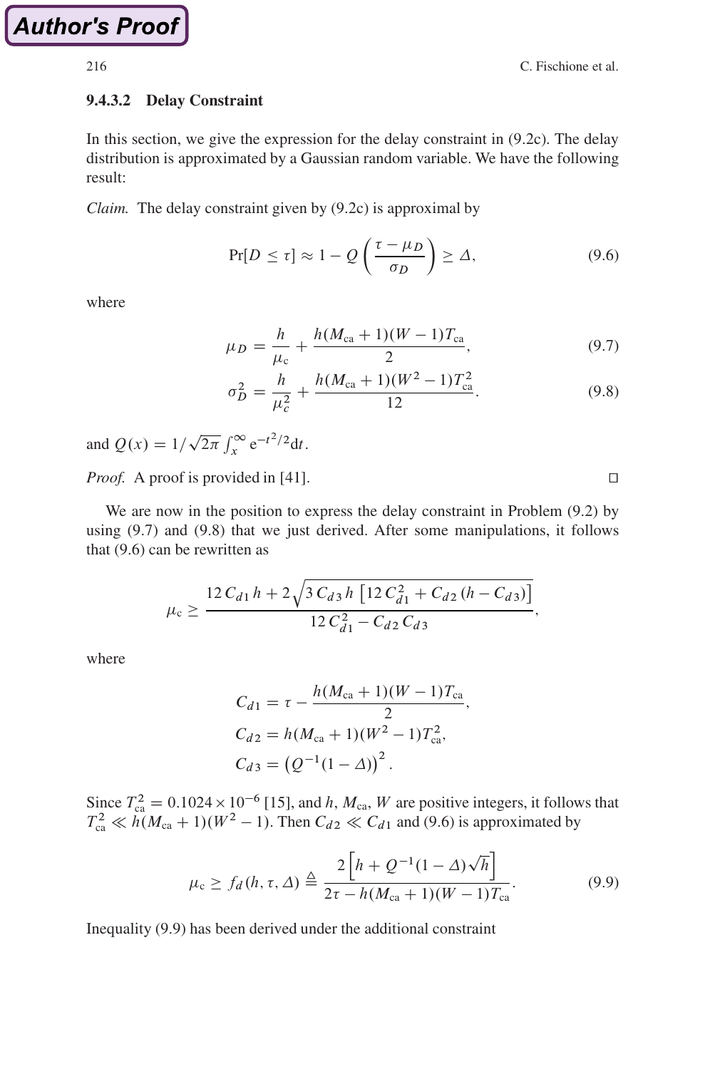#### 9.4.3.2 Delay Constraint

In this section, we give the expression for the delay constraint in (9.2c). The delay distribution is approximated by a Gaussian random variable. We have the following result:

*Claim.* The delay constraint given by (9.2c) is approximal by

$$\Pr[D \leq \tau] \approx 1 - Q\left(\frac{\tau - \mu_D}{\sigma_D}\right) \geq \Delta, \tag{9.6}$$

where

$$\mu_D = \frac{h}{\mu_c} + \frac{h(M_{ca}+1)(W-1)T_{ca}}{2}, \tag{9.7}$$

$$\sigma_D^2 = \frac{h}{\mu_c^2} + \frac{h(M_{ca}+1)(W^2-1)T_{ca}^2}{12}. \tag{9.8}$$

and $Q(x) = 1/\sqrt{2\pi}\int_x^\infty e^{-t^2/2}dt$.

*Proof.* A proof is provided in [41]. □

We are now in the position to express the delay constraint in Problem (9.2) by using (9.7) and (9.8) that we just derived. After some manipulations, it follows that (9.6) can be rewritten as

$$\mu_c \geq \frac{12\,C_{d1}\,h + 2\sqrt{3\,C_{d3}\,h\left[12\,C_{d1}^2 + C_{d2}\,(h - C_{d3})\right]}}{12\,C_{d1}^2 - C_{d2}\,C_{d3}},$$

where

$$C_{d1} = \tau - \frac{h(M_{ca}+1)(W-1)T_{ca}}{2},$$
$$C_{d2} = h(M_{ca}+1)(W^2-1)T_{ca}^2,$$
$$C_{d3} = \left(Q^{-1}(1-\Delta)\right)^2.$$

Since $T_{ca}^2 = 0.1024 \times 10^{-6}$ [15], and $h$, $M_{ca}$, $W$ are positive integers, it follows that $T_{ca}^2 \ll h(M_{ca}+1)(W^2-1)$. Then $C_{d2} \ll C_{d1}$ and (9.6) is approximated by

$$\mu_c \geq f_d(h,\tau,\Delta) \triangleq \frac{2\left[h + Q^{-1}(1-\Delta)\sqrt{h}\right]}{2\tau - h(M_{ca}+1)(W-1)T_{ca}}. \tag{9.9}$$

Inequality (9.9) has been derived under the additional constraint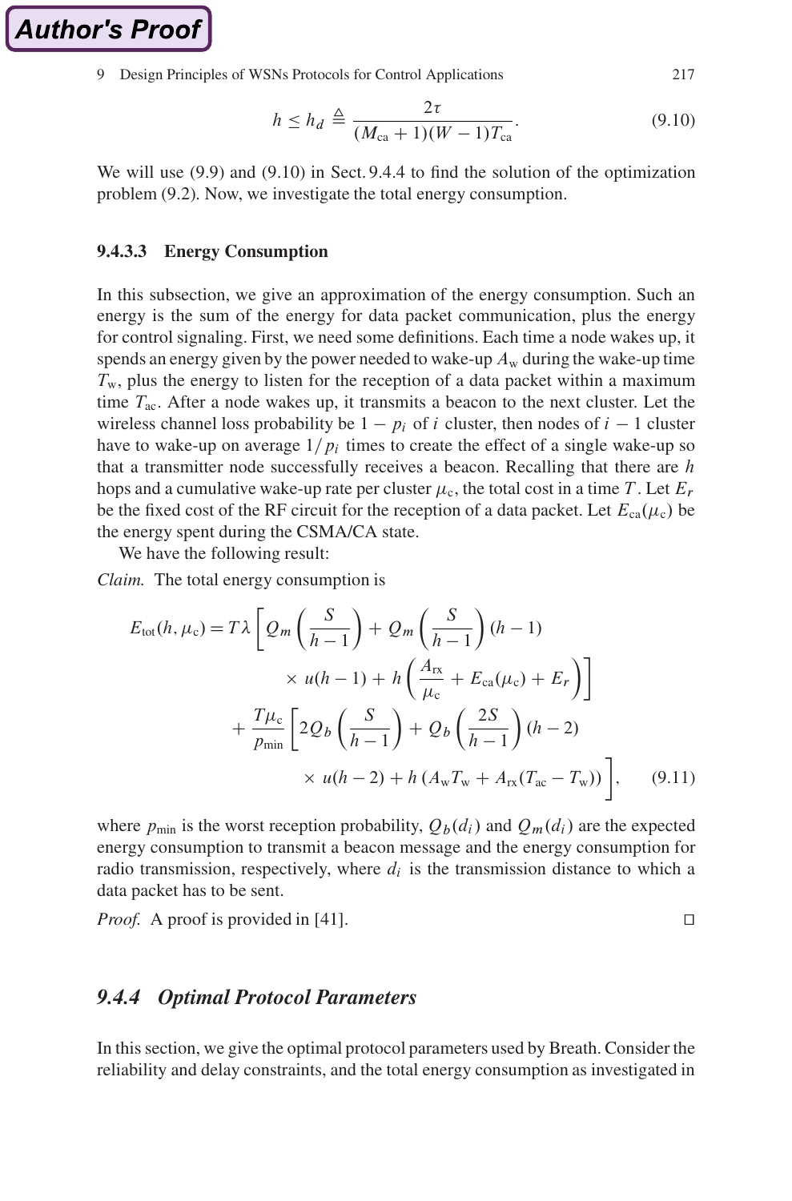$$h \leq h_d \triangleq \frac{2\tau}{(M_{\text{ca}}+1)(W-1)T_{\text{ca}}}. \tag{9.10}$$

We will use (9.9) and (9.10) in Sect. 9.4.4 to find the solution of the optimization problem (9.2). Now, we investigate the total energy consumption.

#### 9.4.3.3 Energy Consumption

In this subsection, we give an approximation of the energy consumption. Such an energy is the sum of the energy for data packet communication, plus the energy for control signaling. First, we need some definitions. Each time a node wakes up, it spends an energy given by the power needed to wake-up $A_{\text{w}}$ during the wake-up time $T_{\text{w}}$, plus the energy to listen for the reception of a data packet within a maximum time $T_{\text{ac}}$. After a node wakes up, it transmits a beacon to the next cluster. Let the wireless channel loss probability be $1 - p_i$ of $i$ cluster, then nodes of $i-1$ cluster have to wake-up on average $1/p_i$ times to create the effect of a single wake-up so that a transmitter node successfully receives a beacon. Recalling that there are $h$ hops and a cumulative wake-up rate per cluster $\mu_{\text{c}}$, the total cost in a time $T$. Let $E_r$ be the fixed cost of the RF circuit for the reception of a data packet. Let $E_{\text{ca}}(\mu_{\text{c}})$ be the energy spent during the CSMA/CA state.

We have the following result:

*Claim.* The total energy consumption is

$$\begin{aligned}
E_{\text{tot}}(h,\mu_{\text{c}}) = T\lambda \Bigg[ & Q_m\left(\frac{S}{h-1}\right) + Q_m\left(\frac{S}{h-1}\right)(h-1) \\
& \times u(h-1) + h\left(\frac{A_{\text{rx}}}{\mu_{\text{c}}} + E_{\text{ca}}(\mu_{\text{c}}) + E_r\right)\Bigg] \\
+ \frac{T\mu_{\text{c}}}{p_{\min}} \Bigg[ & 2Q_b\left(\frac{S}{h-1}\right) + Q_b\left(\frac{2S}{h-1}\right)(h-2) \\
& \times u(h-2) + h\left(A_{\text{w}}T_{\text{w}} + A_{\text{rx}}(T_{\text{ac}} - T_{\text{w}})\right)\Bigg],
\end{aligned} \tag{9.11}$$

where $p_{\min}$ is the worst reception probability, $Q_b(d_i)$ and $Q_m(d_i)$ are the expected energy consumption to transmit a beacon message and the energy consumption for radio transmission, respectively, where $d_i$ is the transmission distance to which a data packet has to be sent.

*Proof.* A proof is provided in [41]. □

### 9.4.4 Optimal Protocol Parameters

In this section, we give the optimal protocol parameters used by Breath. Consider the reliability and delay constraints, and the total energy consumption as investigated in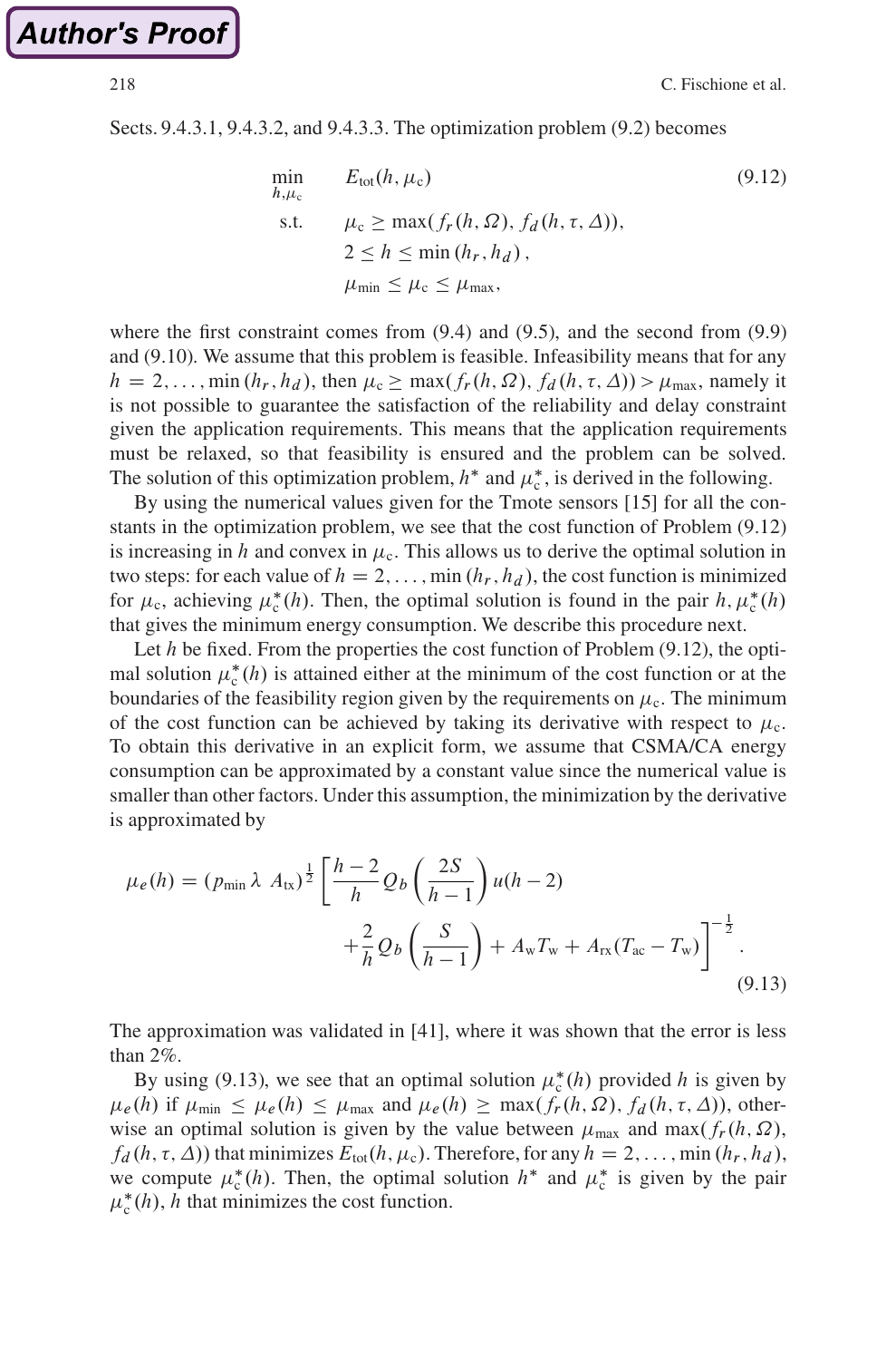Sects. 9.4.3.1, 9.4.3.2, and 9.4.3.3. The optimization problem (9.2) becomes

$$
\begin{aligned}
\min_{h,\mu_c} \quad & E_{\mathrm{tot}}(h,\mu_c) \\
\text{s.t.} \quad & \mu_c \geq \max(f_r(h,\Omega),\, f_d(h,\tau,\Delta)), \\
& 2 \leq h \leq \min(h_r, h_d), \\
& \mu_{\min} \leq \mu_c \leq \mu_{\max},
\end{aligned}
\tag{9.12}
$$

where the first constraint comes from (9.4) and (9.5), and the second from (9.9) and (9.10). We assume that this problem is feasible. Infeasibility means that for any $h = 2, \ldots, \min(h_r, h_d)$, then $\mu_c \geq \max(f_r(h,\Omega), f_d(h,\tau,\Delta)) > \mu_{\max}$, namely it is not possible to guarantee the satisfaction of the reliability and delay constraint given the application requirements. This means that the application requirements must be relaxed, so that feasibility is ensured and the problem can be solved. The solution of this optimization problem, $h^*$ and $\mu_c^*$, is derived in the following.

By using the numerical values given for the Tmote sensors [15] for all the constants in the optimization problem, we see that the cost function of Problem (9.12) is increasing in $h$ and convex in $\mu_c$. This allows us to derive the optimal solution in two steps: for each value of $h = 2, \ldots, \min(h_r, h_d)$, the cost function is minimized for $\mu_c$, achieving $\mu_c^*(h)$. Then, the optimal solution is found in the pair $h, \mu_c^*(h)$ that gives the minimum energy consumption. We describe this procedure next.

Let $h$ be fixed. From the properties the cost function of Problem (9.12), the optimal solution $\mu_c^*(h)$ is attained either at the minimum of the cost function or at the boundaries of the feasibility region given by the requirements on $\mu_c$. The minimum of the cost function can be achieved by taking its derivative with respect to $\mu_c$. To obtain this derivative in an explicit form, we assume that CSMA/CA energy consumption can be approximated by a constant value since the numerical value is smaller than other factors. Under this assumption, the minimization by the derivative is approximated by

$$
\mu_e(h) = (p_{\min}\,\lambda\, A_{\mathrm{tx}})^{\frac{1}{2}} \left[ \frac{h-2}{h} Q_b\left(\frac{2S}{h-1}\right) u(h-2) + \frac{2}{h} Q_b\left(\frac{S}{h-1}\right) + A_{\mathrm{w}} T_{\mathrm{w}} + A_{\mathrm{rx}}(T_{\mathrm{ac}} - T_{\mathrm{w}}) \right]^{-\frac{1}{2}}.
\tag{9.13}
$$

The approximation was validated in [41], where it was shown that the error is less than 2%.

By using (9.13), we see that an optimal solution $\mu_c^*(h)$ provided $h$ is given by $\mu_e(h)$ if $\mu_{\min} \leq \mu_e(h) \leq \mu_{\max}$ and $\mu_e(h) \geq \max(f_r(h,\Omega), f_d(h,\tau,\Delta))$, otherwise an optimal solution is given by the value between $\mu_{\max}$ and $\max(f_r(h,\Omega), f_d(h,\tau,\Delta))$ that minimizes $E_{\mathrm{tot}}(h,\mu_c)$. Therefore, for any $h = 2, \ldots, \min(h_r, h_d)$, we compute $\mu_c^*(h)$. Then, the optimal solution $h^*$ and $\mu_c^*$ is given by the pair $\mu_c^*(h), h$ that minimizes the cost function.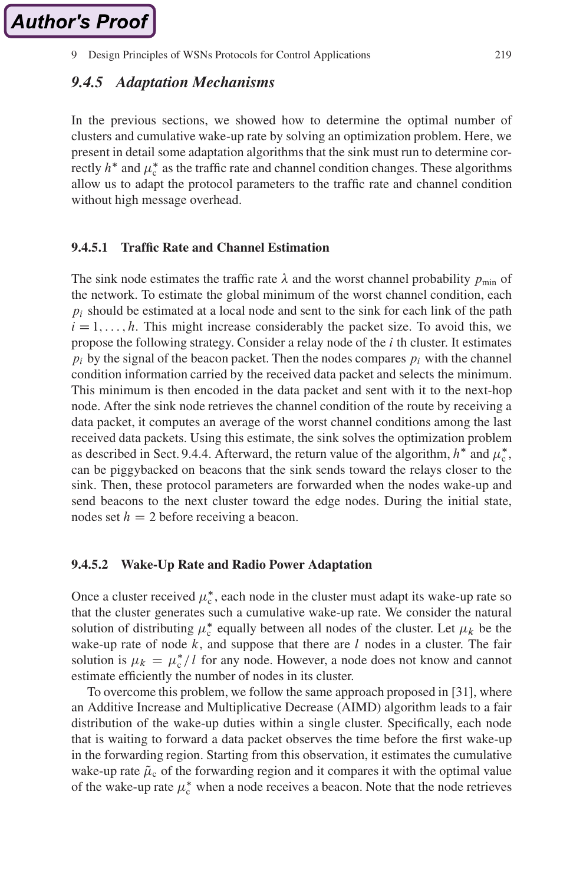### 9.4.5 Adaptation Mechanisms

In the previous sections, we showed how to determine the optimal number of clusters and cumulative wake-up rate by solving an optimization problem. Here, we present in detail some adaptation algorithms that the sink must run to determine correctly $h^*$ and $\mu_c^*$ as the traffic rate and channel condition changes. These algorithms allow us to adapt the protocol parameters to the traffic rate and channel condition without high message overhead.

#### 9.4.5.1 Traffic Rate and Channel Estimation

The sink node estimates the traffic rate $\lambda$ and the worst channel probability $p_{\min}$ of the network. To estimate the global minimum of the worst channel condition, each $p_i$ should be estimated at a local node and sent to the sink for each link of the path $i = 1, \ldots, h$. This might increase considerably the packet size. To avoid this, we propose the following strategy. Consider a relay node of the $i$ th cluster. It estimates $p_i$ by the signal of the beacon packet. Then the nodes compares $p_i$ with the channel condition information carried by the received data packet and selects the minimum. This minimum is then encoded in the data packet and sent with it to the next-hop node. After the sink node retrieves the channel condition of the route by receiving a data packet, it computes an average of the worst channel conditions among the last received data packets. Using this estimate, the sink solves the optimization problem as described in Sect. 9.4.4. Afterward, the return value of the algorithm, $h^*$ and $\mu_c^*$, can be piggybacked on beacons that the sink sends toward the relays closer to the sink. Then, these protocol parameters are forwarded when the nodes wake-up and send beacons to the next cluster toward the edge nodes. During the initial state, nodes set $h = 2$ before receiving a beacon.

#### 9.4.5.2 Wake-Up Rate and Radio Power Adaptation

Once a cluster received $\mu_c^*$, each node in the cluster must adapt its wake-up rate so that the cluster generates such a cumulative wake-up rate. We consider the natural solution of distributing $\mu_c^*$ equally between all nodes of the cluster. Let $\mu_k$ be the wake-up rate of node $k$, and suppose that there are $l$ nodes in a cluster. The fair solution is $\mu_k = \mu_c^*/l$ for any node. However, a node does not know and cannot estimate efficiently the number of nodes in its cluster.

To overcome this problem, we follow the same approach proposed in [31], where an Additive Increase and Multiplicative Decrease (AIMD) algorithm leads to a fair distribution of the wake-up duties within a single cluster. Specifically, each node that is waiting to forward a data packet observes the time before the first wake-up in the forwarding region. Starting from this observation, it estimates the cumulative wake-up rate $\tilde{\mu}_c$ of the forwarding region and it compares it with the optimal value of the wake-up rate $\mu_c^*$ when a node receives a beacon. Note that the node retrieves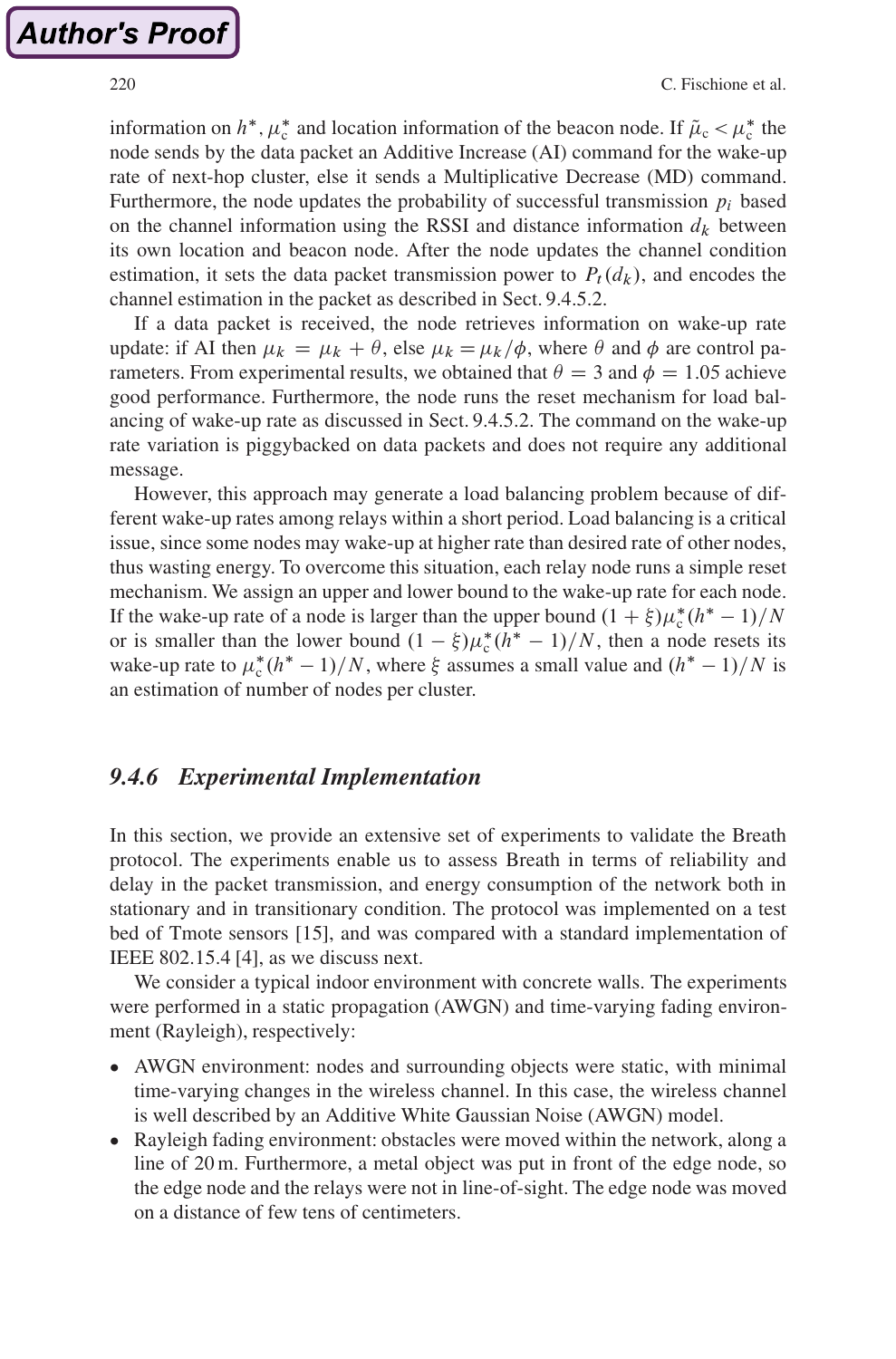information on $h^*$, $\mu_c^*$ and location information of the beacon node. If $\tilde{\mu}_c < \mu_c^*$ the node sends by the data packet an Additive Increase (AI) command for the wake-up rate of next-hop cluster, else it sends a Multiplicative Decrease (MD) command. Furthermore, the node updates the probability of successful transmission $p_i$ based on the channel information using the RSSI and distance information $d_k$ between its own location and beacon node. After the node updates the channel condition estimation, it sets the data packet transmission power to $P_t(d_k)$, and encodes the channel estimation in the packet as described in Sect. 9.4.5.2.

If a data packet is received, the node retrieves information on wake-up rate update: if AI then $\mu_k = \mu_k + \theta$, else $\mu_k = \mu_k/\phi$, where $\theta$ and $\phi$ are control parameters. From experimental results, we obtained that $\theta = 3$ and $\phi = 1.05$ achieve good performance. Furthermore, the node runs the reset mechanism for load balancing of wake-up rate as discussed in Sect. 9.4.5.2. The command on the wake-up rate variation is piggybacked on data packets and does not require any additional message.

However, this approach may generate a load balancing problem because of different wake-up rates among relays within a short period. Load balancing is a critical issue, since some nodes may wake-up at higher rate than desired rate of other nodes, thus wasting energy. To overcome this situation, each relay node runs a simple reset mechanism. We assign an upper and lower bound to the wake-up rate for each node. If the wake-up rate of a node is larger than the upper bound $(1+\xi)\mu_c^*(h^*-1)/N$ or is smaller than the lower bound $(1-\xi)\mu_c^*(h^*-1)/N$, then a node resets its wake-up rate to $\mu_c^*(h^*-1)/N$, where $\xi$ assumes a small value and $(h^*-1)/N$ is an estimation of number of nodes per cluster.

### *9.4.6 Experimental Implementation*

In this section, we provide an extensive set of experiments to validate the Breath protocol. The experiments enable us to assess Breath in terms of reliability and delay in the packet transmission, and energy consumption of the network both in stationary and in transitionary condition. The protocol was implemented on a test bed of Tmote sensors [15], and was compared with a standard implementation of IEEE 802.15.4 [4], as we discuss next.

We consider a typical indoor environment with concrete walls. The experiments were performed in a static propagation (AWGN) and time-varying fading environment (Rayleigh), respectively:

- AWGN environment: nodes and surrounding objects were static, with minimal time-varying changes in the wireless channel. In this case, the wireless channel is well described by an Additive White Gaussian Noise (AWGN) model.
- Rayleigh fading environment: obstacles were moved within the network, along a line of 20 m. Furthermore, a metal object was put in front of the edge node, so the edge node and the relays were not in line-of-sight. The edge node was moved on a distance of few tens of centimeters.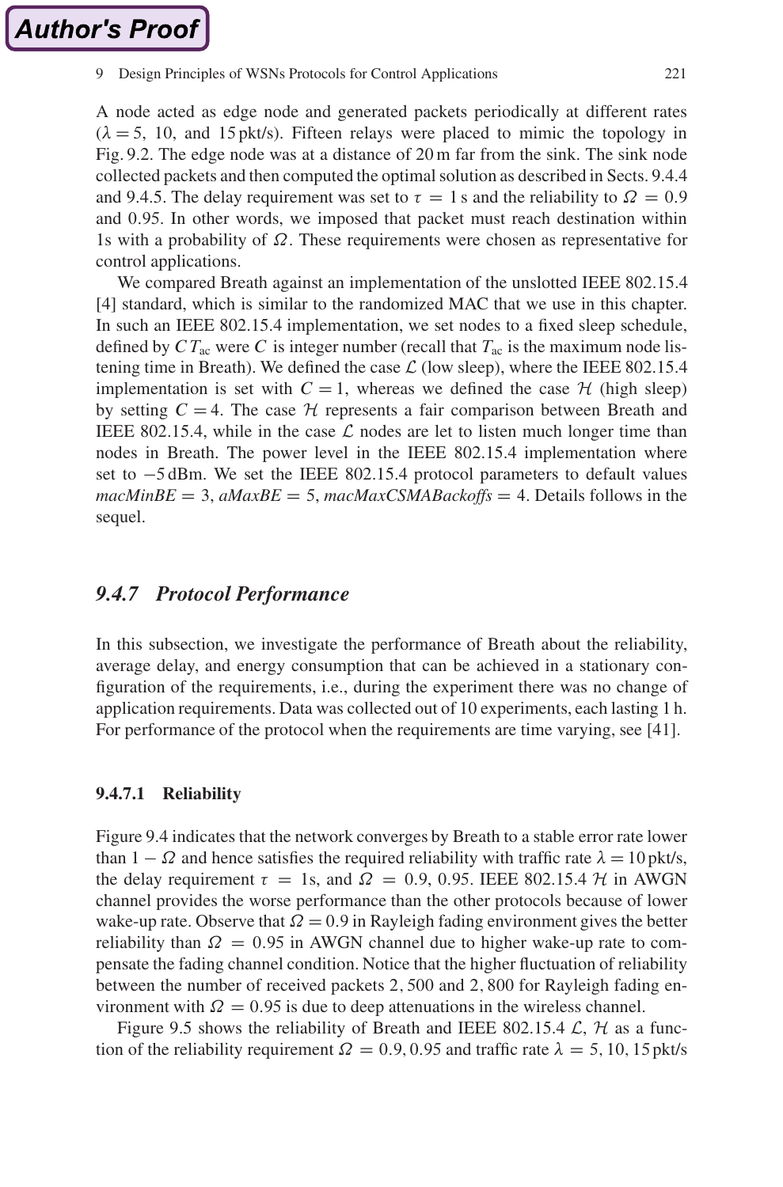A node acted as edge node and generated packets periodically at different rates ($\lambda = 5$, 10, and 15 pkt/s). Fifteen relays were placed to mimic the topology in Fig. 9.2. The edge node was at a distance of 20 m far from the sink. The sink node collected packets and then computed the optimal solution as described in Sects. 9.4.4 and 9.4.5. The delay requirement was set to $\tau = 1$ s and the reliability to $\Omega = 0.9$ and 0.95. In other words, we imposed that packet must reach destination within 1s with a probability of $\Omega$. These requirements were chosen as representative for control applications.

We compared Breath against an implementation of the unslotted IEEE 802.15.4 [4] standard, which is similar to the randomized MAC that we use in this chapter. In such an IEEE 802.15.4 implementation, we set nodes to a fixed sleep schedule, defined by $CT_{\mathrm{ac}}$ were $C$ is integer number (recall that $T_{\mathrm{ac}}$ is the maximum node listening time in Breath). We defined the case $\mathcal{L}$ (low sleep), where the IEEE 802.15.4 implementation is set with $C = 1$, whereas we defined the case $\mathcal{H}$ (high sleep) by setting $C = 4$. The case $\mathcal{H}$ represents a fair comparison between Breath and IEEE 802.15.4, while in the case $\mathcal{L}$ nodes are let to listen much longer time than nodes in Breath. The power level in the IEEE 802.15.4 implementation where set to $-5$ dBm. We set the IEEE 802.15.4 protocol parameters to default values *macMinBE* = 3, *aMaxBE* = 5, *macMaxCSMABackoffs* = 4. Details follows in the sequel.

### 9.4.7 Protocol Performance

In this subsection, we investigate the performance of Breath about the reliability, average delay, and energy consumption that can be achieved in a stationary configuration of the requirements, i.e., during the experiment there was no change of application requirements. Data was collected out of 10 experiments, each lasting 1 h. For performance of the protocol when the requirements are time varying, see [41].

#### 9.4.7.1 Reliability

Figure 9.4 indicates that the network converges by Breath to a stable error rate lower than $1 - \Omega$ and hence satisfies the required reliability with traffic rate $\lambda = 10$ pkt/s, the delay requirement $\tau = 1$s, and $\Omega = 0.9, 0.95$. IEEE 802.15.4 $\mathcal{H}$ in AWGN channel provides the worse performance than the other protocols because of lower wake-up rate. Observe that $\Omega = 0.9$ in Rayleigh fading environment gives the better reliability than $\Omega = 0.95$ in AWGN channel due to higher wake-up rate to compensate the fading channel condition. Notice that the higher fluctuation of reliability between the number of received packets 2, 500 and 2, 800 for Rayleigh fading environment with $\Omega = 0.95$ is due to deep attenuations in the wireless channel.

Figure 9.5 shows the reliability of Breath and IEEE 802.15.4 $\mathcal{L}$, $\mathcal{H}$ as a function of the reliability requirement $\Omega = 0.9, 0.95$ and traffic rate $\lambda = 5, 10, 15$ pkt/s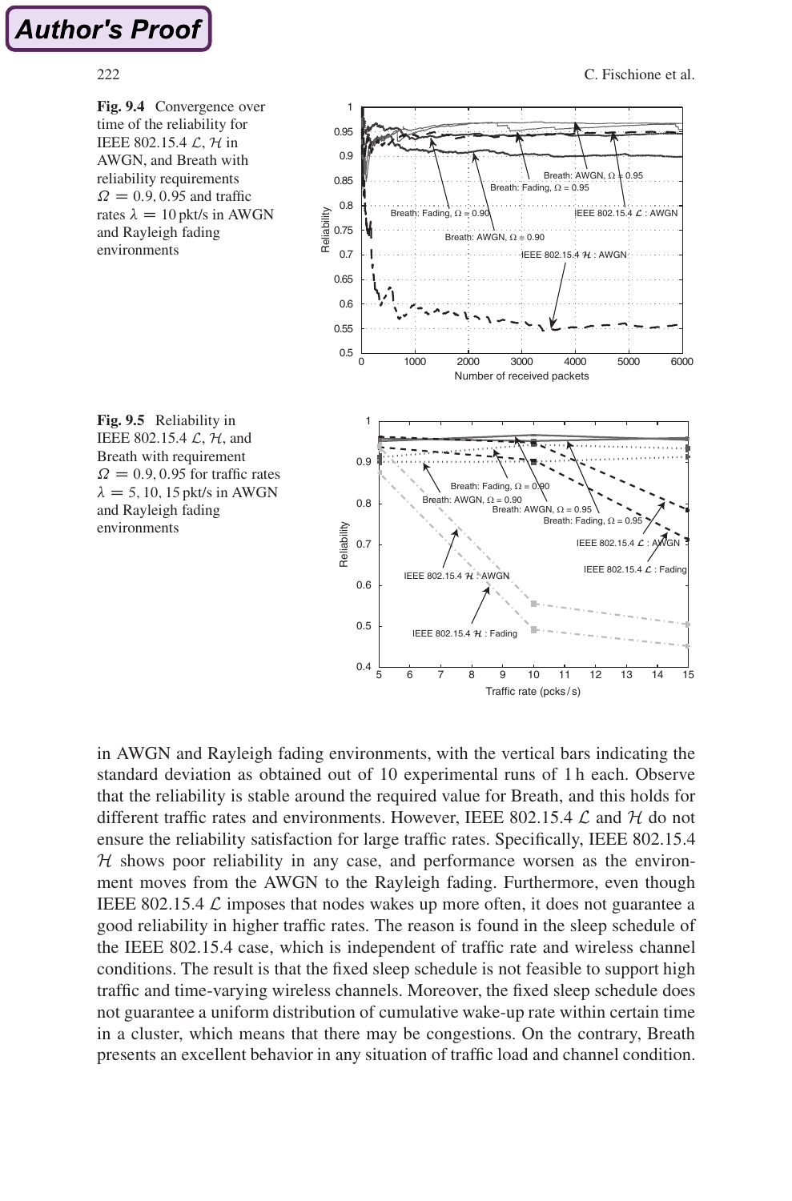**Fig. 9.4** Convergence over time of the reliability for IEEE 802.15.4 $\mathcal{L}$, $\mathcal{H}$ in AWGN, and Breath with reliability requirements $\Omega = 0.9, 0.95$ and traffic rates $\lambda = 10$ pkt/s in AWGN and Rayleigh fading environments

**Fig. 9.5** Reliability in IEEE 802.15.4 $\mathcal{L}$, $\mathcal{H}$, and Breath with requirement $\Omega = 0.9, 0.95$ for traffic rates $\lambda = 5, 10, 15$ pkt/s in AWGN and Rayleigh fading environments

in AWGN and Rayleigh fading environments, with the vertical bars indicating the standard deviation as obtained out of 10 experimental runs of 1 h each. Observe that the reliability is stable around the required value for Breath, and this holds for different traffic rates and environments. However, IEEE 802.15.4 $\mathcal{L}$ and $\mathcal{H}$ do not ensure the reliability satisfaction for large traffic rates. Specifically, IEEE 802.15.4 $\mathcal{H}$ shows poor reliability in any case, and performance worsen as the environment moves from the AWGN to the Rayleigh fading. Furthermore, even though IEEE 802.15.4 $\mathcal{L}$ imposes that nodes wakes up more often, it does not guarantee a good reliability in higher traffic rates. The reason is found in the sleep schedule of the IEEE 802.15.4 case, which is independent of traffic rate and wireless channel conditions. The result is that the fixed sleep schedule is not feasible to support high traffic and time-varying wireless channels. Moreover, the fixed sleep schedule does not guarantee a uniform distribution of cumulative wake-up rate within certain time in a cluster, which means that there may be congestions. On the contrary, Breath presents an excellent behavior in any situation of traffic load and channel condition.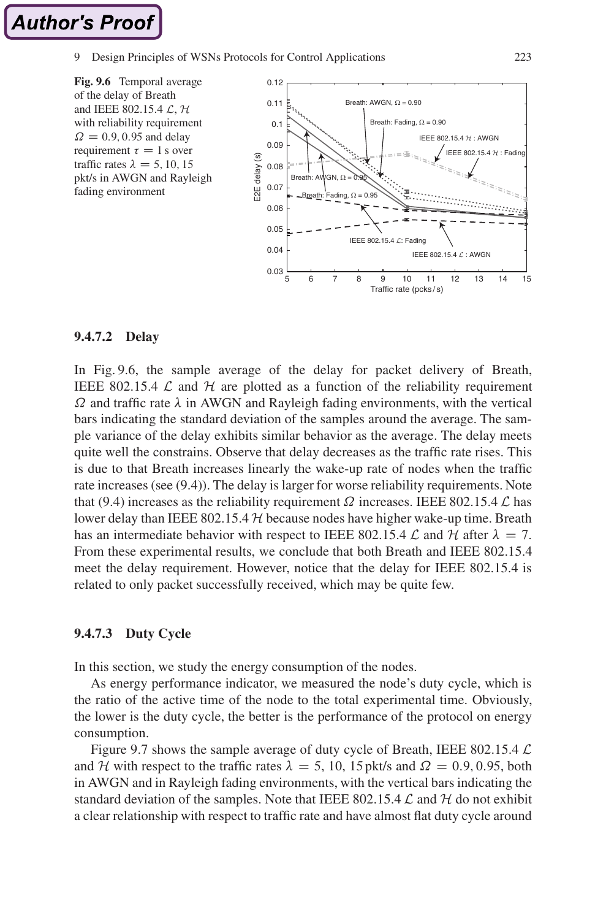**Fig. 9.6** Temporal average of the delay of Breath and IEEE 802.15.4 $\mathcal{L}$, $\mathcal{H}$ with reliability requirement $\Omega = 0.9, 0.95$ and delay requirement $\tau = 1$ s over traffic rates $\lambda = 5, 10, 15$ pkt/s in AWGN and Rayleigh fading environment

### 9.4.7.2 Delay

In Fig. 9.6, the sample average of the delay for packet delivery of Breath, IEEE 802.15.4 $\mathcal{L}$ and $\mathcal{H}$ are plotted as a function of the reliability requirement $\Omega$ and traffic rate $\lambda$ in AWGN and Rayleigh fading environments, with the vertical bars indicating the standard deviation of the samples around the average. The sample variance of the delay exhibits similar behavior as the average. The delay meets quite well the constrains. Observe that delay decreases as the traffic rate rises. This is due to that Breath increases linearly the wake-up rate of nodes when the traffic rate increases (see (9.4)). The delay is larger for worse reliability requirements. Note that (9.4) increases as the reliability requirement $\Omega$ increases. IEEE 802.15.4 $\mathcal{L}$ has lower delay than IEEE 802.15.4 $\mathcal{H}$ because nodes have higher wake-up time. Breath has an intermediate behavior with respect to IEEE 802.15.4 $\mathcal{L}$ and $\mathcal{H}$ after $\lambda = 7$. From these experimental results, we conclude that both Breath and IEEE 802.15.4 meet the delay requirement. However, notice that the delay for IEEE 802.15.4 is related to only packet successfully received, which may be quite few.

### 9.4.7.3 Duty Cycle

In this section, we study the energy consumption of the nodes.

As energy performance indicator, we measured the node's duty cycle, which is the ratio of the active time of the node to the total experimental time. Obviously, the lower is the duty cycle, the better is the performance of the protocol on energy consumption.

Figure 9.7 shows the sample average of duty cycle of Breath, IEEE 802.15.4 $\mathcal{L}$ and $\mathcal{H}$ with respect to the traffic rates $\lambda = 5$, 10, 15 pkt/s and $\Omega = 0.9, 0.95$, both in AWGN and in Rayleigh fading environments, with the vertical bars indicating the standard deviation of the samples. Note that IEEE 802.15.4 $\mathcal{L}$ and $\mathcal{H}$ do not exhibit a clear relationship with respect to traffic rate and have almost flat duty cycle around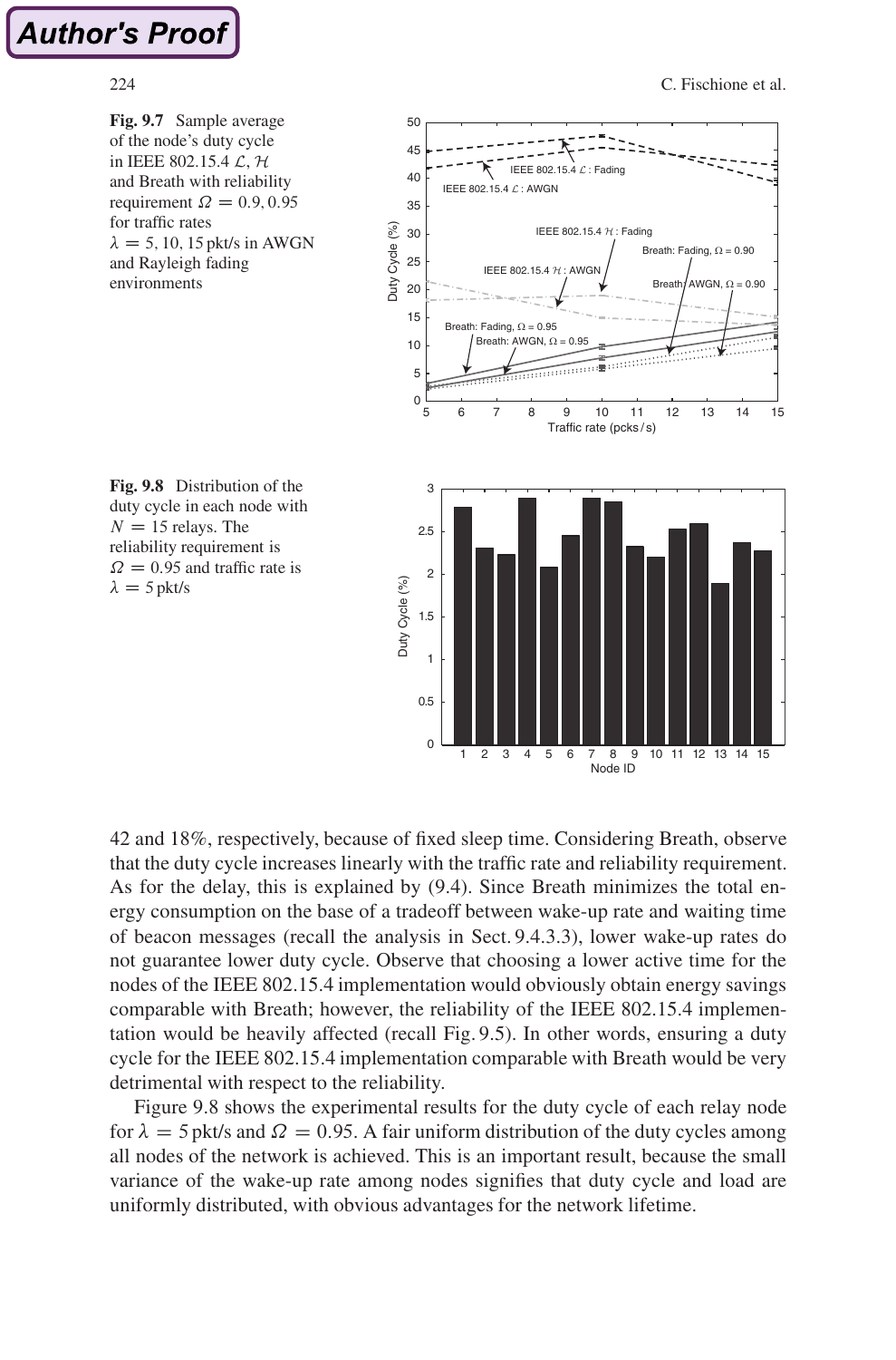**Fig. 9.7** Sample average of the node's duty cycle in IEEE 802.15.4 $\mathcal{L}$, $\mathcal{H}$ and Breath with reliability requirement $\Omega = 0.9, 0.95$ for traffic rates $\lambda = 5, 10, 15$ pkt/s in AWGN and Rayleigh fading environments

**Fig. 9.8** Distribution of the duty cycle in each node with $N = 15$ relays. The reliability requirement is $\Omega = 0.95$ and traffic rate is $\lambda = 5$ pkt/s

42 and 18%, respectively, because of fixed sleep time. Considering Breath, observe that the duty cycle increases linearly with the traffic rate and reliability requirement. As for the delay, this is explained by (9.4). Since Breath minimizes the total energy consumption on the base of a tradeoff between wake-up rate and waiting time of beacon messages (recall the analysis in Sect. 9.4.3.3), lower wake-up rates do not guarantee lower duty cycle. Observe that choosing a lower active time for the nodes of the IEEE 802.15.4 implementation would obviously obtain energy savings comparable with Breath; however, the reliability of the IEEE 802.15.4 implementation would be heavily affected (recall Fig. 9.5). In other words, ensuring a duty cycle for the IEEE 802.15.4 implementation comparable with Breath would be very detrimental with respect to the reliability.

Figure 9.8 shows the experimental results for the duty cycle of each relay node for $\lambda = 5$ pkt/s and $\Omega = 0.95$. A fair uniform distribution of the duty cycles among all nodes of the network is achieved. This is an important result, because the small variance of the wake-up rate among nodes signifies that duty cycle and load are uniformly distributed, with obvious advantages for the network lifetime.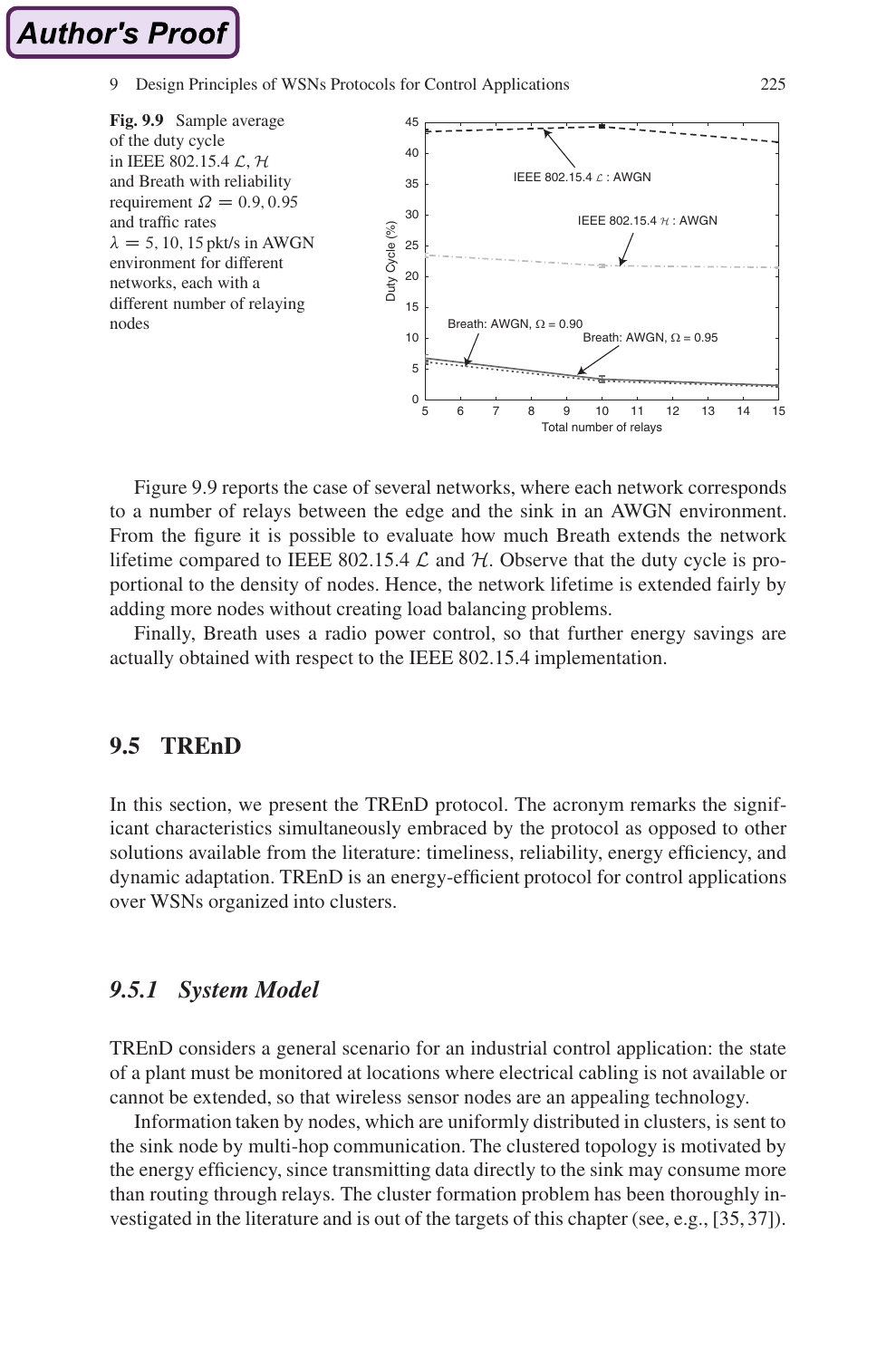**Fig. 9.9** Sample average of the duty cycle in IEEE 802.15.4 $\mathcal{L}$, $\mathcal{H}$ and Breath with reliability requirement $\Omega = 0.9, 0.95$ and traffic rates $\lambda = 5, 10, 15$ pkt/s in AWGN environment for different networks, each with a different number of relaying nodes

Figure 9.9 reports the case of several networks, where each network corresponds to a number of relays between the edge and the sink in an AWGN environment. From the figure it is possible to evaluate how much Breath extends the network lifetime compared to IEEE 802.15.4 $\mathcal{L}$ and $\mathcal{H}$. Observe that the duty cycle is proportional to the density of nodes. Hence, the network lifetime is extended fairly by adding more nodes without creating load balancing problems.

Finally, Breath uses a radio power control, so that further energy savings are actually obtained with respect to the IEEE 802.15.4 implementation.

## 9.5 TREnD

In this section, we present the TREnD protocol. The acronym remarks the significant characteristics simultaneously embraced by the protocol as opposed to other solutions available from the literature: timeliness, reliability, energy efficiency, and dynamic adaptation. TREnD is an energy-efficient protocol for control applications over WSNs organized into clusters.

### *9.5.1 System Model*

TREnD considers a general scenario for an industrial control application: the state of a plant must be monitored at locations where electrical cabling is not available or cannot be extended, so that wireless sensor nodes are an appealing technology.

Information taken by nodes, which are uniformly distributed in clusters, is sent to the sink node by multi-hop communication. The clustered topology is motivated by the energy efficiency, since transmitting data directly to the sink may consume more than routing through relays. The cluster formation problem has been thoroughly investigated in the literature and is out of the targets of this chapter (see, e.g., [35, 37]).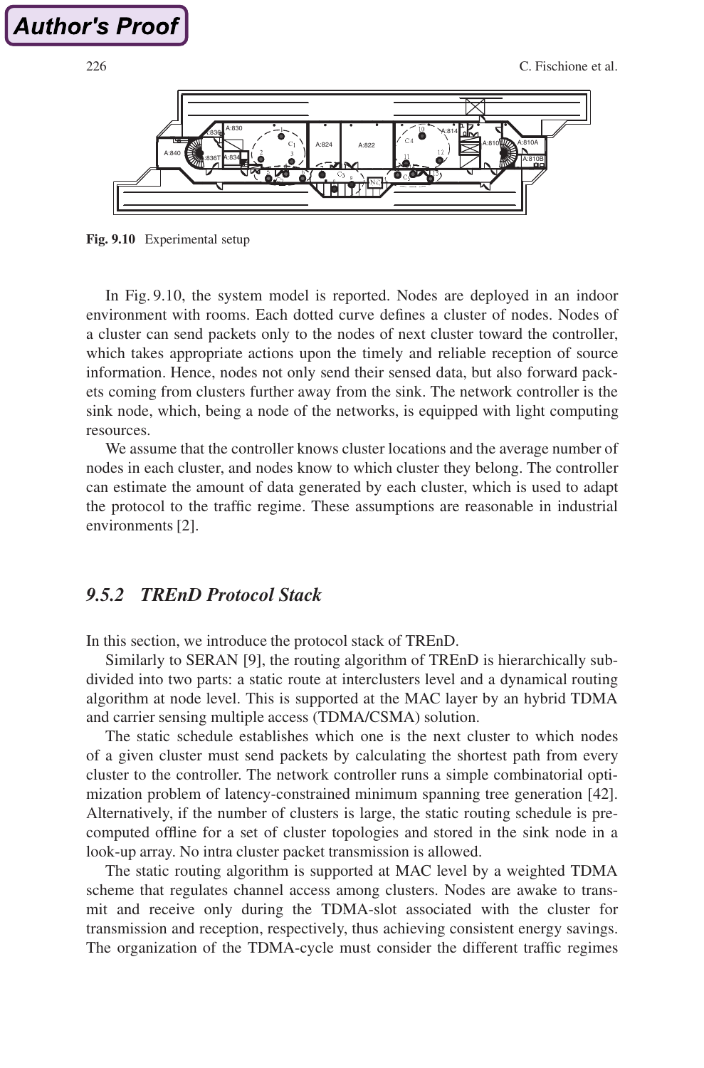Fig. 9.10 Experimental setup

In Fig. 9.10, the system model is reported. Nodes are deployed in an indoor environment with rooms. Each dotted curve defines a cluster of nodes. Nodes of a cluster can send packets only to the nodes of next cluster toward the controller, which takes appropriate actions upon the timely and reliable reception of source information. Hence, nodes not only send their sensed data, but also forward packets coming from clusters further away from the sink. The network controller is the sink node, which, being a node of the networks, is equipped with light computing resources.

We assume that the controller knows cluster locations and the average number of nodes in each cluster, and nodes know to which cluster they belong. The controller can estimate the amount of data generated by each cluster, which is used to adapt the protocol to the traffic regime. These assumptions are reasonable in industrial environments [2].

### *9.5.2 TREnD Protocol Stack*

In this section, we introduce the protocol stack of TREnD.

Similarly to SERAN [9], the routing algorithm of TREnD is hierarchically subdivided into two parts: a static route at interclusters level and a dynamical routing algorithm at node level. This is supported at the MAC layer by an hybrid TDMA and carrier sensing multiple access (TDMA/CSMA) solution.

The static schedule establishes which one is the next cluster to which nodes of a given cluster must send packets by calculating the shortest path from every cluster to the controller. The network controller runs a simple combinatorial optimization problem of latency-constrained minimum spanning tree generation [42]. Alternatively, if the number of clusters is large, the static routing schedule is precomputed offline for a set of cluster topologies and stored in the sink node in a look-up array. No intra cluster packet transmission is allowed.

The static routing algorithm is supported at MAC level by a weighted TDMA scheme that regulates channel access among clusters. Nodes are awake to transmit and receive only during the TDMA-slot associated with the cluster for transmission and reception, respectively, thus achieving consistent energy savings. The organization of the TDMA-cycle must consider the different traffic regimes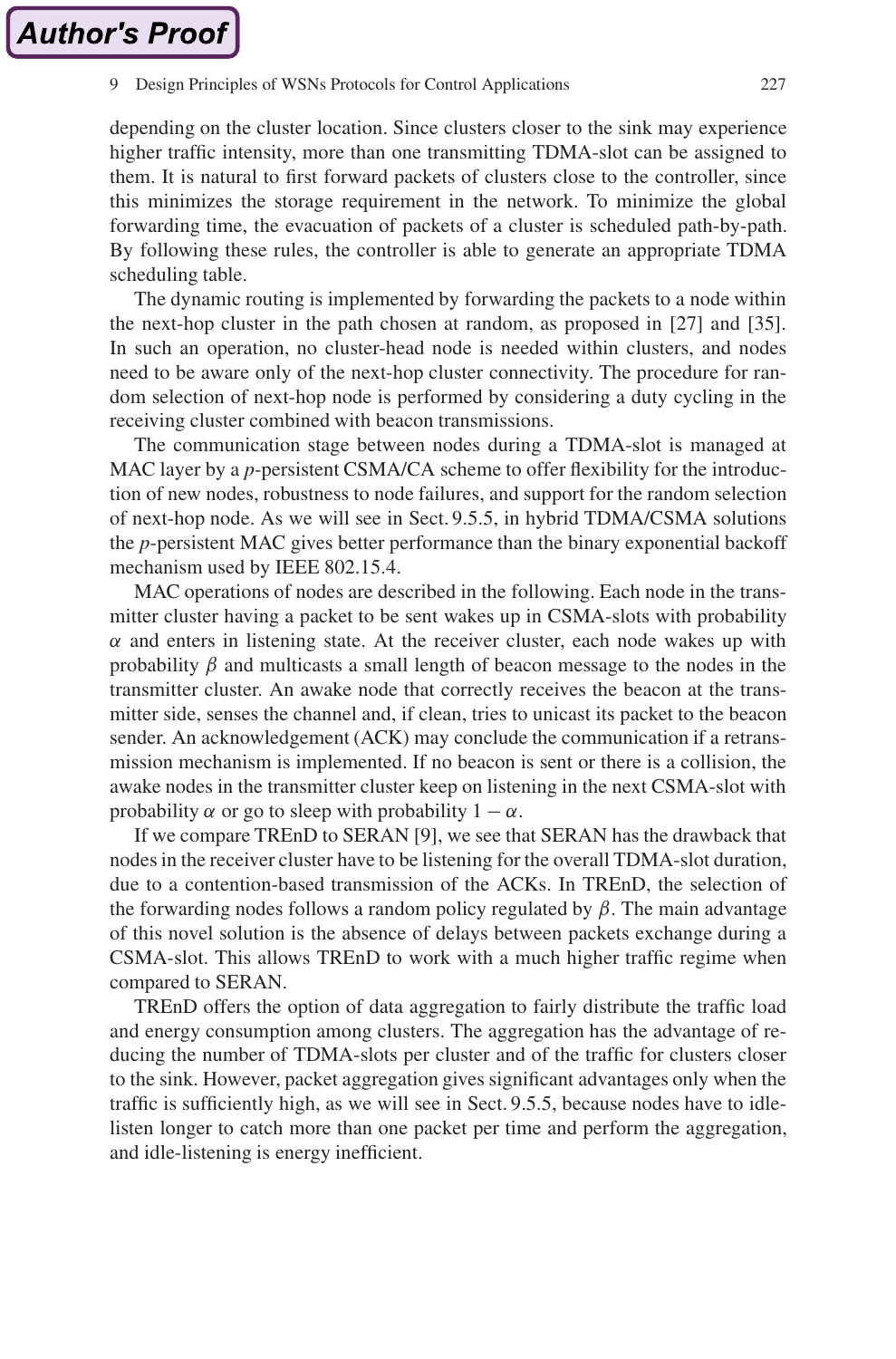depending on the cluster location. Since clusters closer to the sink may experience higher traffic intensity, more than one transmitting TDMA-slot can be assigned to them. It is natural to first forward packets of clusters close to the controller, since this minimizes the storage requirement in the network. To minimize the global forwarding time, the evacuation of packets of a cluster is scheduled path-by-path. By following these rules, the controller is able to generate an appropriate TDMA scheduling table.

The dynamic routing is implemented by forwarding the packets to a node within the next-hop cluster in the path chosen at random, as proposed in [27] and [35]. In such an operation, no cluster-head node is needed within clusters, and nodes need to be aware only of the next-hop cluster connectivity. The procedure for random selection of next-hop node is performed by considering a duty cycling in the receiving cluster combined with beacon transmissions.

The communication stage between nodes during a TDMA-slot is managed at MAC layer by a $p$-persistent CSMA/CA scheme to offer flexibility for the introduction of new nodes, robustness to node failures, and support for the random selection of next-hop node. As we will see in Sect. 9.5.5, in hybrid TDMA/CSMA solutions the $p$-persistent MAC gives better performance than the binary exponential backoff mechanism used by IEEE 802.15.4.

MAC operations of nodes are described in the following. Each node in the transmitter cluster having a packet to be sent wakes up in CSMA-slots with probability $\alpha$ and enters in listening state. At the receiver cluster, each node wakes up with probability $\beta$ and multicasts a small length of beacon message to the nodes in the transmitter cluster. An awake node that correctly receives the beacon at the transmitter side, senses the channel and, if clean, tries to unicast its packet to the beacon sender. An acknowledgement (ACK) may conclude the communication if a retransmission mechanism is implemented. If no beacon is sent or there is a collision, the awake nodes in the transmitter cluster keep on listening in the next CSMA-slot with probability $\alpha$ or go to sleep with probability $1 - \alpha$.

If we compare TREnD to SERAN [9], we see that SERAN has the drawback that nodes in the receiver cluster have to be listening for the overall TDMA-slot duration, due to a contention-based transmission of the ACKs. In TREnD, the selection of the forwarding nodes follows a random policy regulated by $\beta$. The main advantage of this novel solution is the absence of delays between packets exchange during a CSMA-slot. This allows TREnD to work with a much higher traffic regime when compared to SERAN.

TREnD offers the option of data aggregation to fairly distribute the traffic load and energy consumption among clusters. The aggregation has the advantage of reducing the number of TDMA-slots per cluster and of the traffic for clusters closer to the sink. However, packet aggregation gives significant advantages only when the traffic is sufficiently high, as we will see in Sect. 9.5.5, because nodes have to idle-listen longer to catch more than one packet per time and perform the aggregation, and idle-listening is energy inefficient.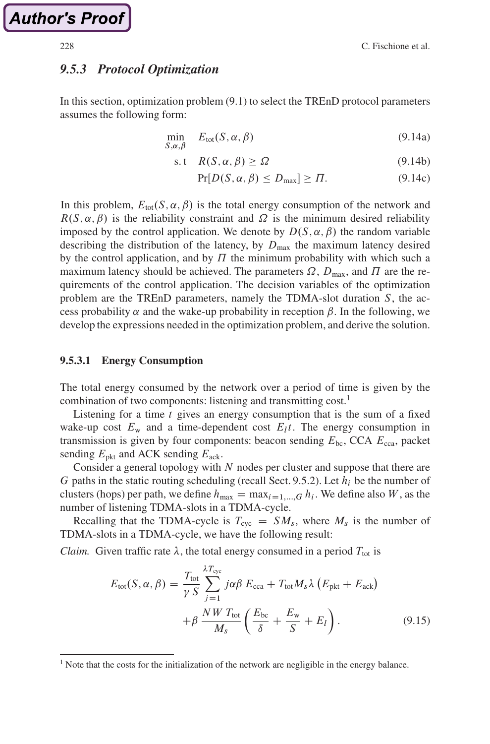### 9.5.3 Protocol Optimization

In this section, optimization problem (9.1) to select the TREnD protocol parameters assumes the following form:

$$\min_{S,\alpha,\beta} \quad E_{\text{tot}}(S,\alpha,\beta) \tag{9.14a}$$

$$\text{s.t} \quad R(S,\alpha,\beta) \geq \Omega \tag{9.14b}$$

$$\Pr[D(S,\alpha,\beta) \leq D_{\max}] \geq \Pi. \tag{9.14c}$$

In this problem, $E_{\text{tot}}(S,\alpha,\beta)$ is the total energy consumption of the network and $R(S,\alpha,\beta)$ is the reliability constraint and $\Omega$ is the minimum desired reliability imposed by the control application. We denote by $D(S,\alpha,\beta)$ the random variable describing the distribution of the latency, by $D_{\max}$ the maximum latency desired by the control application, and by $\Pi$ the minimum probability with which such a maximum latency should be achieved. The parameters $\Omega$, $D_{\max}$, and $\Pi$ are the requirements of the control application. The decision variables of the optimization problem are the TREnD parameters, namely the TDMA-slot duration $S$, the access probability $\alpha$ and the wake-up probability in reception $\beta$. In the following, we develop the expressions needed in the optimization problem, and derive the solution.

#### 9.5.3.1 Energy Consumption

The total energy consumed by the network over a period of time is given by the combination of two components: listening and transmitting cost.[1]

Listening for a time $t$ gives an energy consumption that is the sum of a fixed wake-up cost $E_{\text{w}}$ and a time-dependent cost $E_l t$. The energy consumption in transmission is given by four components: beacon sending $E_{\text{bc}}$, CCA $E_{\text{cca}}$, packet sending $E_{\text{pkt}}$ and ACK sending $E_{\text{ack}}$.

Consider a general topology with $N$ nodes per cluster and suppose that there are $G$ paths in the static routing scheduling (recall Sect. 9.5.2). Let $h_i$ be the number of clusters (hops) per path, we define $h_{\max} = \max_{i=1,\ldots,G} h_i$. We define also $W$, as the number of listening TDMA-slots in a TDMA-cycle.

Recalling that the TDMA-cycle is $T_{\text{cyc}} = SM_s$, where $M_s$ is the number of TDMA-slots in a TDMA-cycle, we have the following result:

*Claim.* Given traffic rate $\lambda$, the total energy consumed in a period $T_{\text{tot}}$ is

$$E_{\text{tot}}(S,\alpha,\beta) = \frac{T_{\text{tot}}}{\gamma S} \sum_{j=1}^{\lambda T_{\text{cyc}}} j\alpha\beta\, E_{\text{cca}} + T_{\text{tot}} M_s \lambda \left(E_{\text{pkt}} + E_{\text{ack}}\right) + \beta\, \frac{NW\, T_{\text{tot}}}{M_s} \left( \frac{E_{\text{bc}}}{\delta} + \frac{E_{\text{w}}}{S} + E_l \right). \tag{9.15}$$

[1] Note that the costs for the initialization of the network are negligible in the energy balance.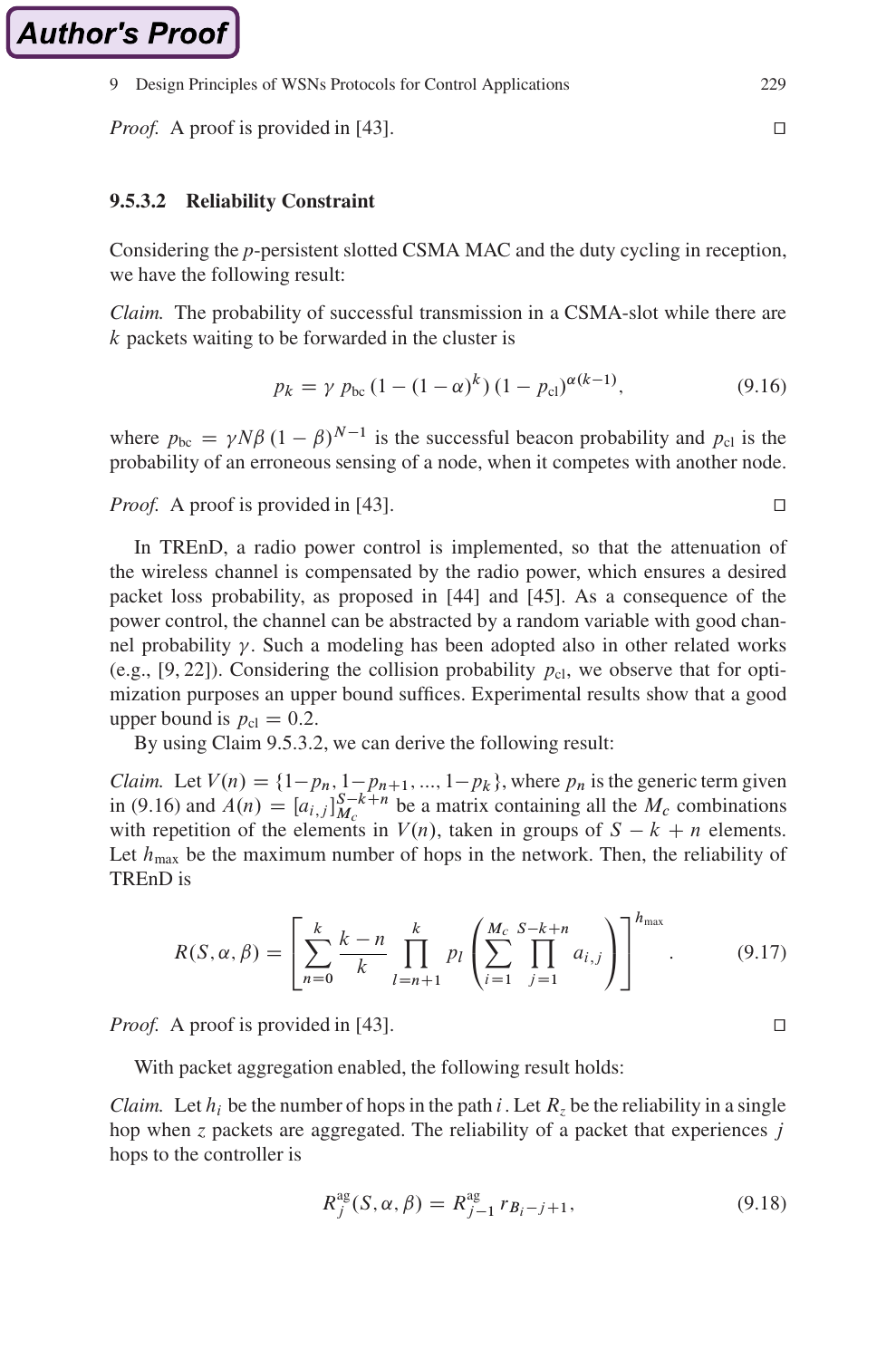*Proof.* A proof is provided in [43]. □

### 9.5.3.2 Reliability Constraint

Considering the $p$-persistent slotted CSMA MAC and the duty cycling in reception, we have the following result:

*Claim.* The probability of successful transmission in a CSMA-slot while there are $k$ packets waiting to be forwarded in the cluster is

$$p_k = \gamma \, p_{\text{bc}} \, (1 - (1-\alpha)^k) \, (1 - p_{\text{cl}})^{\alpha(k-1)}, \tag{9.16}$$

where $p_{\text{bc}} = \gamma N \beta \, (1-\beta)^{N-1}$ is the successful beacon probability and $p_{\text{cl}}$ is the probability of an erroneous sensing of a node, when it competes with another node.

*Proof.* A proof is provided in [43]. □

In TREnD, a radio power control is implemented, so that the attenuation of the wireless channel is compensated by the radio power, which ensures a desired packet loss probability, as proposed in [44] and [45]. As a consequence of the power control, the channel can be abstracted by a random variable with good channel probability $\gamma$. Such a modeling has been adopted also in other related works (e.g., [9, 22]). Considering the collision probability $p_{\text{cl}}$, we observe that for optimization purposes an upper bound suffices. Experimental results show that a good upper bound is $p_{\text{cl}} = 0.2$.

By using Claim 9.5.3.2, we can derive the following result:

*Claim.* Let $V(n) = \{1-p_n, 1-p_{n+1}, ..., 1-p_k\}$, where $p_n$ is the generic term given in (9.16) and $A(n) = [a_{i,j}]_{M_c}^{S-k+n}$ be a matrix containing all the $M_c$ combinations with repetition of the elements in $V(n)$, taken in groups of $S - k + n$ elements. Let $h_{\max}$ be the maximum number of hops in the network. Then, the reliability of TREnD is

$$R(S, \alpha, \beta) = \left[ \sum_{n=0}^{k} \frac{k-n}{k} \prod_{l=n+1}^{k} p_l \left( \sum_{i=1}^{M_c} \prod_{j=1}^{S-k+n} a_{i,j} \right) \right]^{h_{\max}}. \tag{9.17}$$

*Proof.* A proof is provided in [43]. □

With packet aggregation enabled, the following result holds:

*Claim.* Let $h_i$ be the number of hops in the path $i$. Let $R_z$ be the reliability in a single hop when $z$ packets are aggregated. The reliability of a packet that experiences $j$ hops to the controller is

$$R_j^{\text{ag}}(S, \alpha, \beta) = R_{j-1}^{\text{ag}} \, r_{B_i - j + 1}, \tag{9.18}$$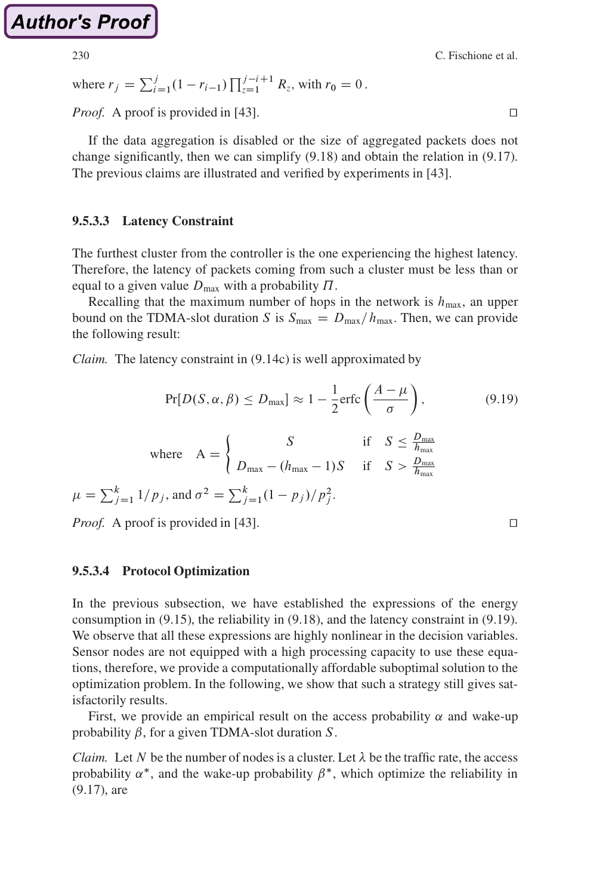where $r_j = \sum_{i=1}^{j}(1 - r_{i-1}) \prod_{z=1}^{j-i+1} R_z$, with $r_0 = 0$.

*Proof.* A proof is provided in [43]. □

If the data aggregation is disabled or the size of aggregated packets does not change significantly, then we can simplify (9.18) and obtain the relation in (9.17). The previous claims are illustrated and verified by experiments in [43].

#### 9.5.3.3 Latency Constraint

The furthest cluster from the controller is the one experiencing the highest latency. Therefore, the latency of packets coming from such a cluster must be less than or equal to a given value $D_{\max}$ with a probability $\Pi$.

Recalling that the maximum number of hops in the network is $h_{\max}$, an upper bound on the TDMA-slot duration $S$ is $S_{\max} = D_{\max}/h_{\max}$. Then, we can provide the following result:

*Claim.* The latency constraint in (9.14c) is well approximated by

$$\Pr[D(S, \alpha, \beta) \leq D_{\max}] \approx 1 - \frac{1}{2}\operatorname{erfc}\left(\frac{A - \mu}{\sigma}\right), \tag{9.19}$$

$$\text{where} \quad \mathrm{A} = \begin{cases} S & \text{if} \quad S \leq \frac{D_{\max}}{h_{\max}} \\ D_{\max} - (h_{\max} - 1)S & \text{if} \quad S > \frac{D_{\max}}{h_{\max}} \end{cases}$$

$\mu = \sum_{j=1}^{k} 1/p_j$, and $\sigma^2 = \sum_{j=1}^{k}(1 - p_j)/p_j^2$.

*Proof.* A proof is provided in [43]. □

#### 9.5.3.4 Protocol Optimization

In the previous subsection, we have established the expressions of the energy consumption in (9.15), the reliability in (9.18), and the latency constraint in (9.19). We observe that all these expressions are highly nonlinear in the decision variables. Sensor nodes are not equipped with a high processing capacity to use these equations, therefore, we provide a computationally affordable suboptimal solution to the optimization problem. In the following, we show that such a strategy still gives satisfactorily results.

First, we provide an empirical result on the access probability $\alpha$ and wake-up probability $\beta$, for a given TDMA-slot duration $S$.

*Claim.* Let $N$ be the number of nodes is a cluster. Let $\lambda$ be the traffic rate, the access probability $\alpha^*$, and the wake-up probability $\beta^*$, which optimize the reliability in (9.17), are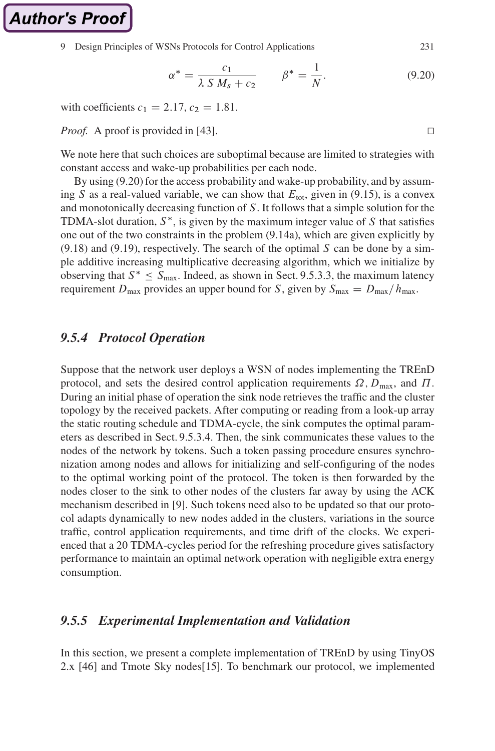$$\alpha^* = \frac{c_1}{\lambda\, S\, M_s + c_2} \qquad \beta^* = \frac{1}{N}. \tag{9.20}$$

with coefficients $c_1 = 2.17$, $c_2 = 1.81$.

*Proof.* A proof is provided in [43]. □

We note here that such choices are suboptimal because are limited to strategies with constant access and wake-up probabilities per each node.

By using (9.20) for the access probability and wake-up probability, and by assuming $S$ as a real-valued variable, we can show that $E_{\text{tot}}$, given in (9.15), is a convex and monotonically decreasing function of $S$. It follows that a simple solution for the TDMA-slot duration, $S^*$, is given by the maximum integer value of $S$ that satisfies one out of the two constraints in the problem (9.14a), which are given explicitly by (9.18) and (9.19), respectively. The search of the optimal $S$ can be done by a simple additive increasing multiplicative decreasing algorithm, which we initialize by observing that $S^* \leq S_{\max}$. Indeed, as shown in Sect. 9.5.3.3, the maximum latency requirement $D_{\max}$ provides an upper bound for $S$, given by $S_{\max} = D_{\max}/h_{\max}$.

### *9.5.4 Protocol Operation*

Suppose that the network user deploys a WSN of nodes implementing the TREnD protocol, and sets the desired control application requirements $\Omega$, $D_{\max}$, and $\Pi$. During an initial phase of operation the sink node retrieves the traffic and the cluster topology by the received packets. After computing or reading from a look-up array the static routing schedule and TDMA-cycle, the sink computes the optimal parameters as described in Sect. 9.5.3.4. Then, the sink communicates these values to the nodes of the network by tokens. Such a token passing procedure ensures synchronization among nodes and allows for initializing and self-configuring of the nodes to the optimal working point of the protocol. The token is then forwarded by the nodes closer to the sink to other nodes of the clusters far away by using the ACK mechanism described in [9]. Such tokens need also to be updated so that our protocol adapts dynamically to new nodes added in the clusters, variations in the source traffic, control application requirements, and time drift of the clocks. We experienced that a 20 TDMA-cycles period for the refreshing procedure gives satisfactory performance to maintain an optimal network operation with negligible extra energy consumption.

### *9.5.5 Experimental Implementation and Validation*

In this section, we present a complete implementation of TREnD by using TinyOS 2.x [46] and Tmote Sky nodes[15]. To benchmark our protocol, we implemented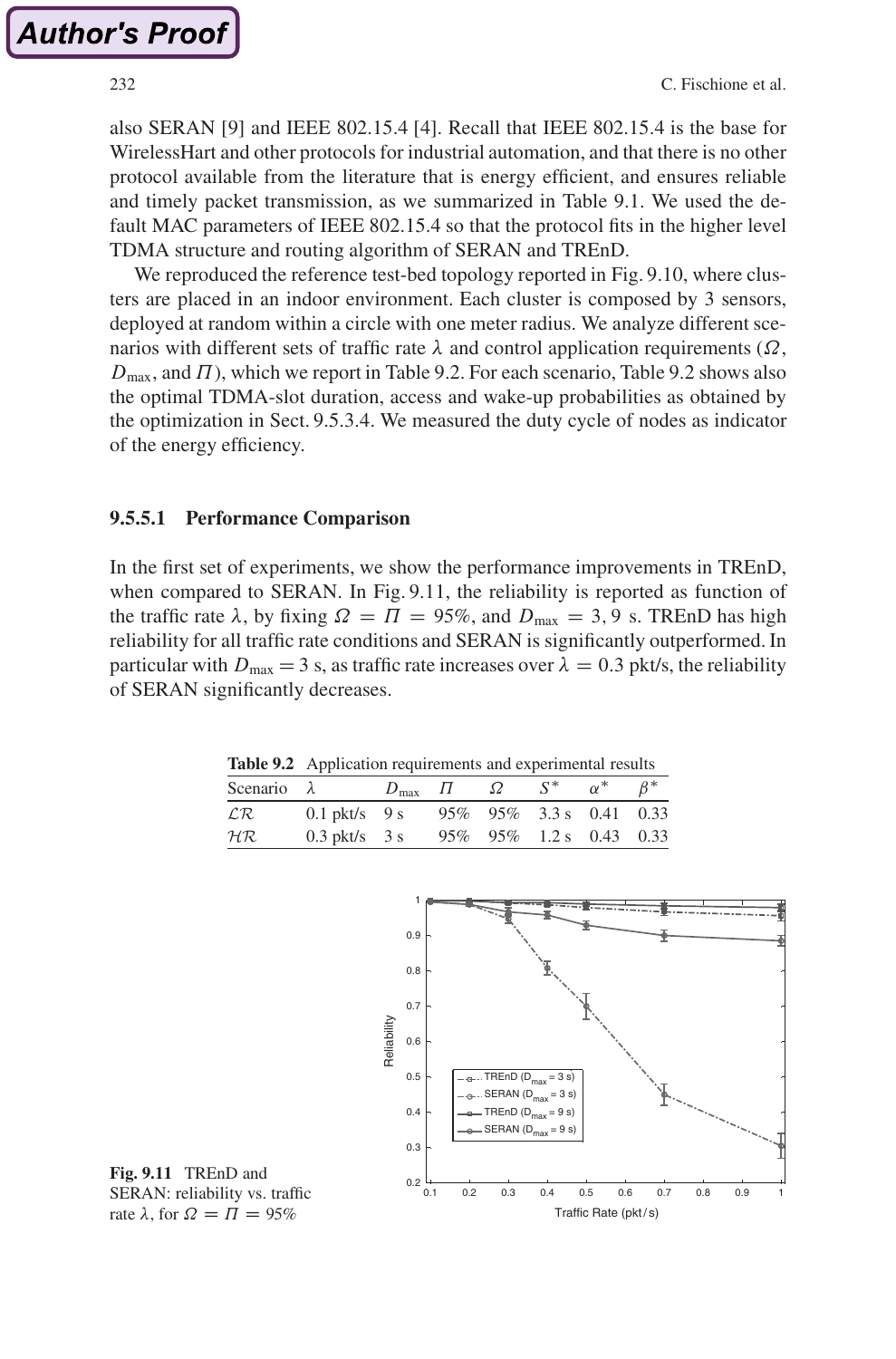also SERAN [9] and IEEE 802.15.4 [4]. Recall that IEEE 802.15.4 is the base for WirelessHart and other protocols for industrial automation, and that there is no other protocol available from the literature that is energy efficient, and ensures reliable and timely packet transmission, as we summarized in Table 9.1. We used the default MAC parameters of IEEE 802.15.4 so that the protocol fits in the higher level TDMA structure and routing algorithm of SERAN and TREnD.

We reproduced the reference test-bed topology reported in Fig. 9.10, where clusters are placed in an indoor environment. Each cluster is composed by 3 sensors, deployed at random within a circle with one meter radius. We analyze different scenarios with different sets of traffic rate $\lambda$ and control application requirements ($\Omega$, $D_{\max}$, and $\Pi$), which we report in Table 9.2. For each scenario, Table 9.2 shows also the optimal TDMA-slot duration, access and wake-up probabilities as obtained by the optimization in Sect. 9.5.3.4. We measured the duty cycle of nodes as indicator of the energy efficiency.

#### 9.5.5.1 Performance Comparison

In the first set of experiments, we show the performance improvements in TREnD, when compared to SERAN. In Fig. 9.11, the reliability is reported as function of the traffic rate $\lambda$, by fixing $\Omega = \Pi = 95\%$, and $D_{\max} = 3, 9$ s. TREnD has high reliability for all traffic conditions and SERAN is significantly outperformed. In particular with $D_{\max} = 3$ s, as traffic rate increases over $\lambda = 0.3$ pkt/s, the reliability of SERAN significantly decreases.

**Table 9.2** Application requirements and experimental results

| Scenario | $\lambda$ | $D_{\max}$ | $\Pi$ | $\Omega$ | $S^*$ | $\alpha^*$ | $\beta^*$ |
|---|---|---|---|---|---|---|---|
| $\mathcal{LR}$ | 0.1 pkt/s | 9 s | 95% | 95% | 3.3 s | 0.41 | 0.33 |
| $\mathcal{HR}$ | 0.3 pkt/s | 3 s | 95% | 95% | 1.2 s | 0.43 | 0.33 |

**Fig. 9.11** TREnD and SERAN: reliability vs. traffic rate $\lambda$, for $\Omega = \Pi = 95\%$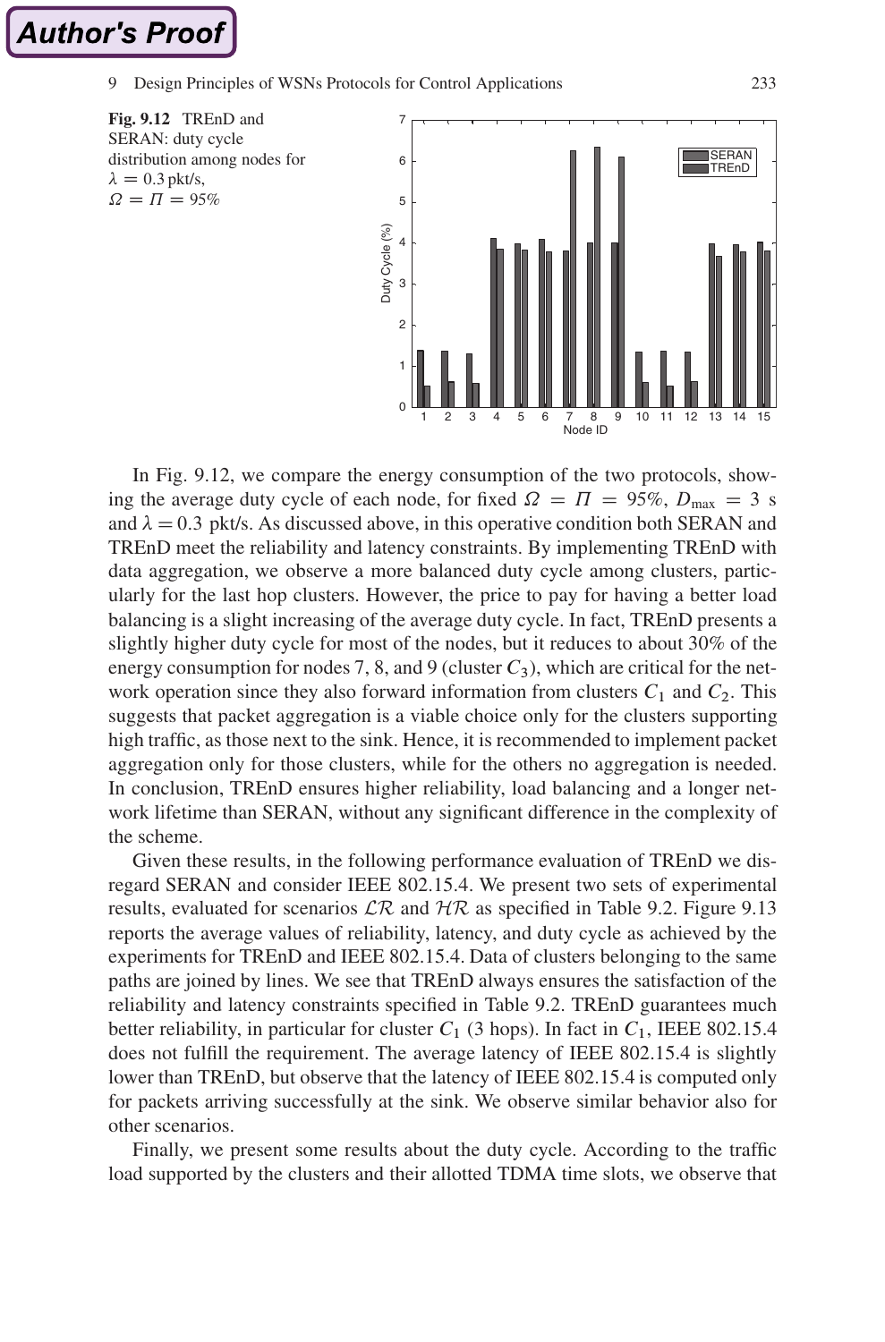**Fig. 9.12** TREnD and SERAN: duty cycle distribution among nodes for $\lambda = 0.3$ pkt/s, $\Omega = \Pi = 95\%$

In Fig. 9.12, we compare the energy consumption of the two protocols, showing the average duty cycle of each node, for fixed $\Omega = \Pi = 95\%$, $D_{\max} = 3$ s and $\lambda = 0.3$ pkt/s. As discussed above, in this operative condition both SERAN and TREnD meet the reliability and latency constraints. By implementing TREnD with data aggregation, we observe a more balanced duty cycle among clusters, particularly for the last hop clusters. However, the price to pay for having a better load balancing is a slight increasing of the average duty cycle. In fact, TREnD presents a slightly higher duty cycle for most of the nodes, but it reduces to about 30% of the energy consumption for nodes 7, 8, and 9 (cluster $C_3$), which are critical for the network operation since they also forward information from clusters $C_1$ and $C_2$. This suggests that packet aggregation is a viable choice only for the clusters supporting high traffic, as those next to the sink. Hence, it is recommended to implement packet aggregation only for those clusters, while for the others no aggregation is needed. In conclusion, TREnD ensures higher reliability, load balancing and a longer network lifetime than SERAN, without any significant difference in the complexity of the scheme.

Given these results, in the following performance evaluation of TREnD we disregard SERAN and consider IEEE 802.15.4. We present two sets of experimental results, evaluated for scenarios $\mathcal{LR}$ and $\mathcal{HR}$ as specified in Table 9.2. Figure 9.13 reports the average values of reliability, latency, and duty cycle as achieved by the experiments for TREnD and IEEE 802.15.4. Data of clusters belonging to the same paths are joined by lines. We see that TREnD always ensures the satisfaction of the reliability and latency constraints specified in Table 9.2. TREnD guarantees much better reliability, in particular for cluster $C_1$ (3 hops). In fact in $C_1$, IEEE 802.15.4 does not fulfill the requirement. The average latency of IEEE 802.15.4 is slightly lower than TREnD, but observe that the latency of IEEE 802.15.4 is computed only for packets arriving successfully at the sink. We observe similar behavior also for other scenarios.

Finally, we present some results about the duty cycle. According to the traffic load supported by the clusters and their allotted TDMA time slots, we observe that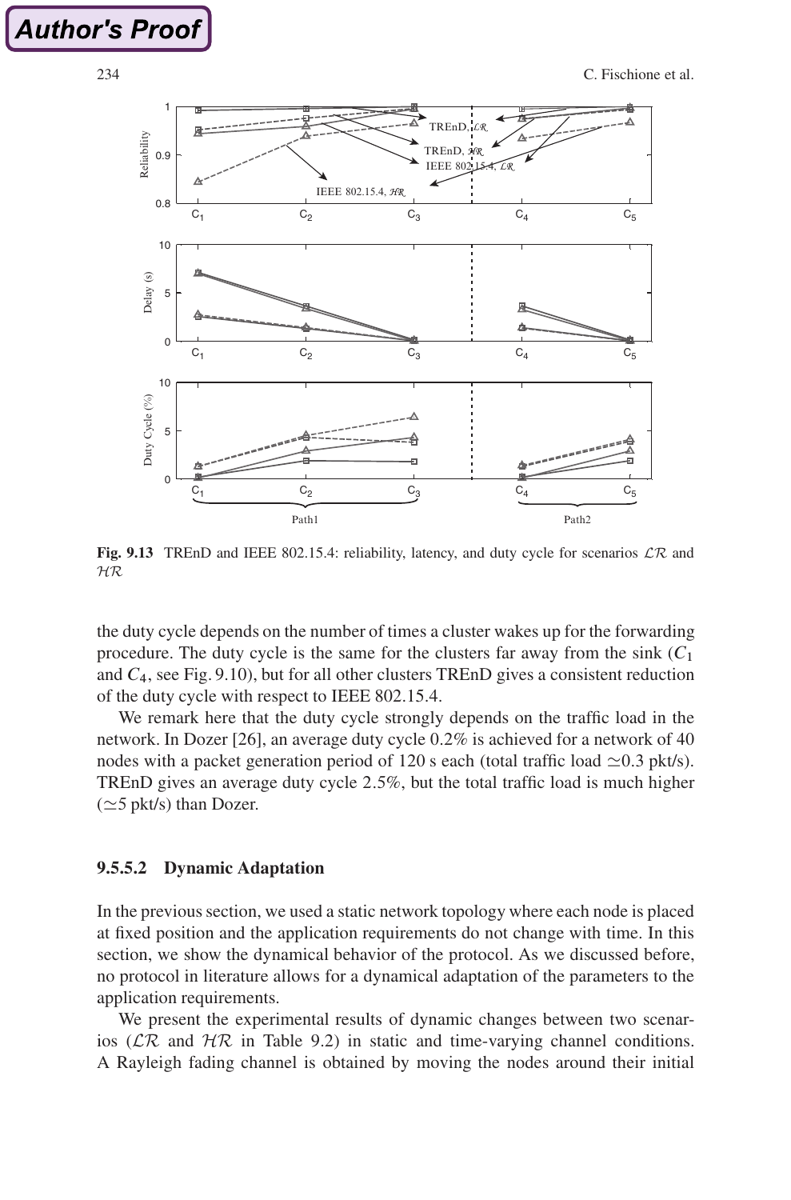Fig. 9.13 TREnD and IEEE 802.15.4: reliability, latency, and duty cycle for scenarios $\mathcal{LR}$ and $\mathcal{HR}$

the duty cycle depends on the number of times a cluster wakes up for the forwarding procedure. The duty cycle is the same for the clusters far away from the sink ($C_1$ and $C_4$, see Fig. 9.10), but for all other clusters TREnD gives a consistent reduction of the duty cycle with respect to IEEE 802.15.4.

We remark here that the duty cycle strongly depends on the traffic load in the network. In Dozer [26], an average duty cycle 0.2% is achieved for a network of 40 nodes with a packet generation period of 120 s each (total traffic load $\simeq$0.3 pkt/s). TREnD gives an average duty cycle 2.5%, but the total traffic load is much higher ($\simeq$5 pkt/s) than Dozer.

#### 9.5.5.2 Dynamic Adaptation

In the previous section, we used a static network topology where each node is placed at fixed position and the application requirements do not change with time. In this section, we show the dynamical behavior of the protocol. As we discussed before, no protocol in literature allows for a dynamical adaptation of the parameters to the application requirements.

We present the experimental results of dynamic changes between two scenarios ($\mathcal{LR}$ and $\mathcal{HR}$ in Table 9.2) in static and time-varying channel conditions. A Rayleigh fading channel is obtained by moving the nodes around their initial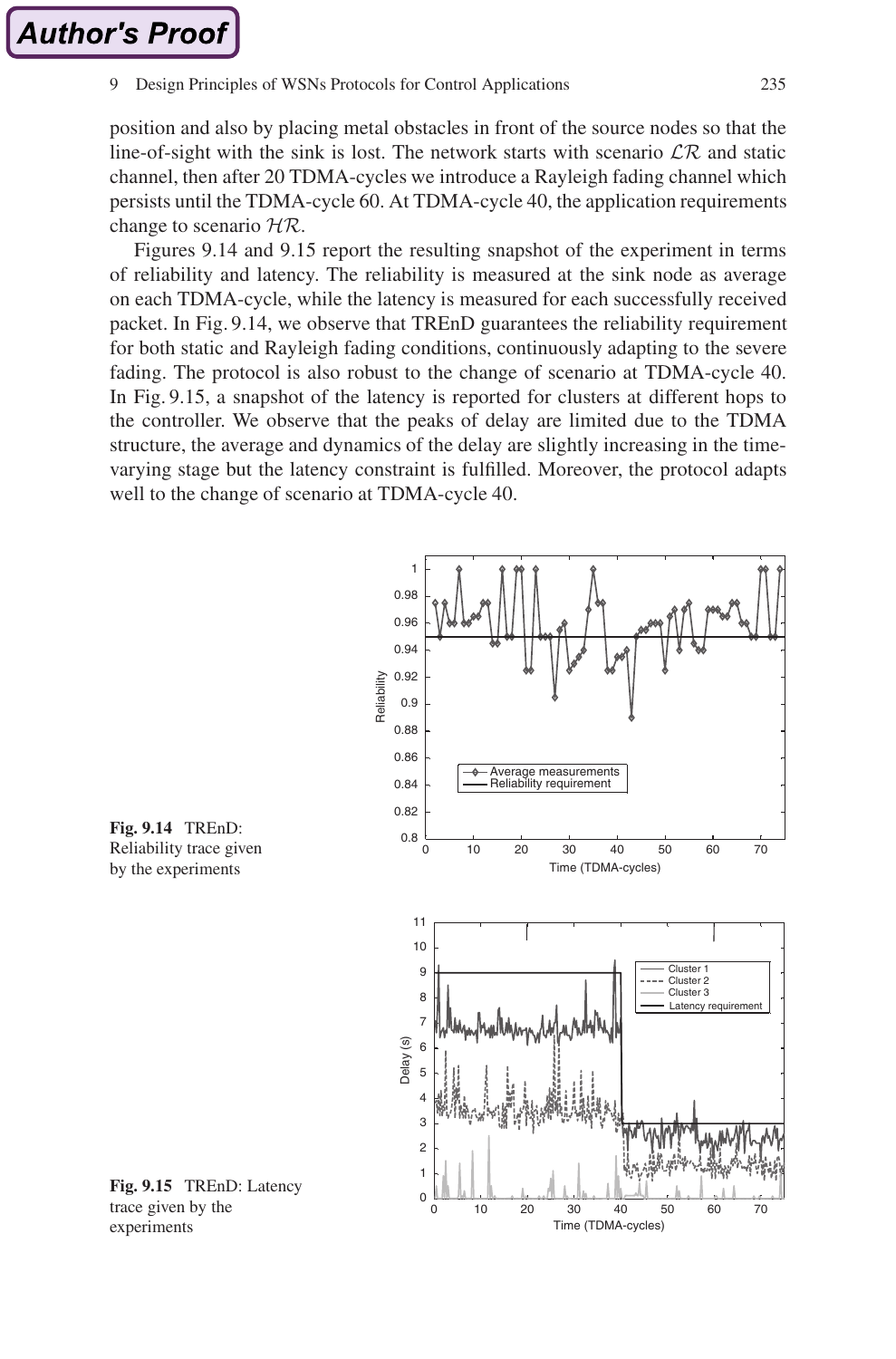position and also by placing metal obstacles in front of the source nodes so that the line-of-sight with the sink is lost. The network starts with scenario $\mathcal{LR}$ and static channel, then after 20 TDMA-cycles we introduce a Rayleigh fading channel which persists until the TDMA-cycle 60. At TDMA-cycle 40, the application requirements change to scenario $\mathcal{HR}$.

Figures 9.14 and 9.15 report the resulting snapshot of the experiment in terms of reliability and latency. The reliability is measured at the sink node as average on each TDMA-cycle, while the latency is measured for each successfully received packet. In Fig. 9.14, we observe that TREnD guarantees the reliability requirement for both static and Rayleigh fading conditions, continuously adapting to the severe fading. The protocol is also robust to the change of scenario at TDMA-cycle 40. In Fig. 9.15, a snapshot of the latency is reported for clusters at different hops to the controller. We observe that the peaks of delay are limited due to the TDMA structure, the average and dynamics of the delay are slightly increasing in the time-varying stage but the latency constraint is fulfilled. Moreover, the protocol adapts well to the change of scenario at TDMA-cycle 40.

**Fig. 9.14** TREnD: Reliability trace given by the experiments

**Fig. 9.15** TREnD: Latency trace given by the experiments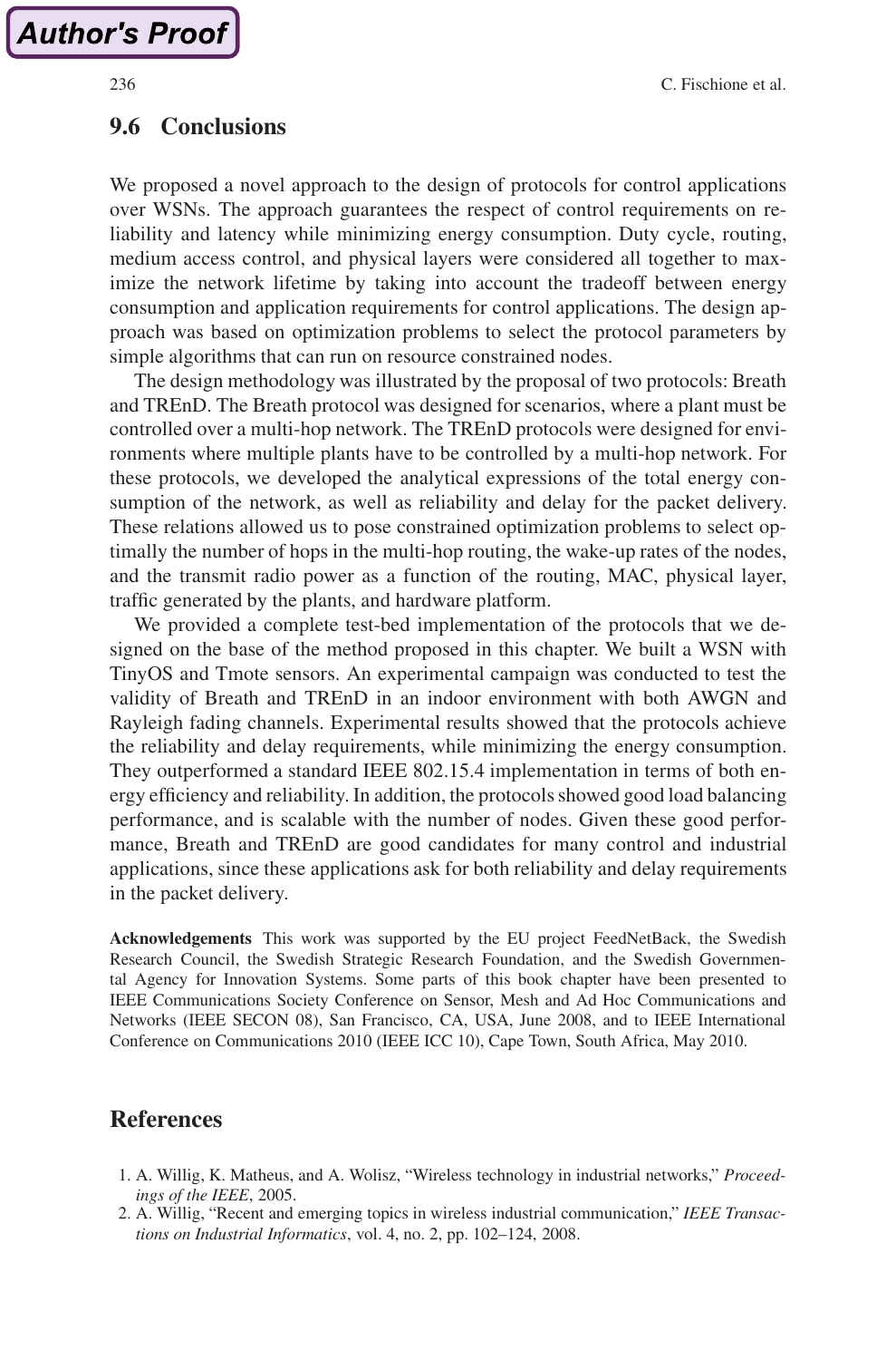## 9.6 Conclusions

We proposed a novel approach to the design of protocols for control applications over WSNs. The approach guarantees the respect of control requirements on reliability and latency while minimizing energy consumption. Duty cycle, routing, medium access control, and physical layers were considered all together to maximize the network lifetime by taking into account the tradeoff between energy consumption and application requirements for control applications. The design approach was based on optimization problems to select the protocol parameters by simple algorithms that can run on resource constrained nodes.

The design methodology was illustrated by the proposal of two protocols: Breath and TREnD. The Breath protocol was designed for scenarios, where a plant must be controlled over a multi-hop network. The TREnD protocols were designed for environments where multiple plants have to be controlled by a multi-hop network. For these protocols, we developed the analytical expressions of the total energy consumption of the network, as well as reliability and delay for the packet delivery. These relations allowed us to pose constrained optimization problems to select optimally the number of hops in the multi-hop routing, the wake-up rates of the nodes, and the transmit radio power as a function of the routing, MAC, physical layer, traffic generated by the plants, and hardware platform.

We provided a complete test-bed implementation of the protocols that we designed on the base of the method proposed in this chapter. We built a WSN with TinyOS and Tmote sensors. An experimental campaign was conducted to test the validity of Breath and TREnD in an indoor environment with both AWGN and Rayleigh fading channels. Experimental results showed that the protocols achieve the reliability and delay requirements, while minimizing the energy consumption. They outperformed a standard IEEE 802.15.4 implementation in terms of both energy efficiency and reliability. In addition, the protocols showed good load balancing performance, and is scalable with the number of nodes. Given these good performance, Breath and TREnD are good candidates for many control and industrial applications, since these applications ask for both reliability and delay requirements in the packet delivery.

**Acknowledgements** This work was supported by the EU project FeedNetBack, the Swedish Research Council, the Swedish Strategic Research Foundation, and the Swedish Governmental Agency for Innovation Systems. Some parts of this book chapter have been presented to IEEE Communications Society Conference on Sensor, Mesh and Ad Hoc Communications and Networks (IEEE SECON 08), San Francisco, CA, USA, June 2008, and to IEEE International Conference on Communications 2010 (IEEE ICC 10), Cape Town, South Africa, May 2010.

## References

1. A. Willig, K. Matheus, and A. Wolisz, "Wireless technology in industrial networks," *Proceedings of the IEEE*, 2005.
2. A. Willig, "Recent and emerging topics in wireless industrial communication," *IEEE Transactions on Industrial Informatics*, vol. 4, no. 2, pp. 102–124, 2008.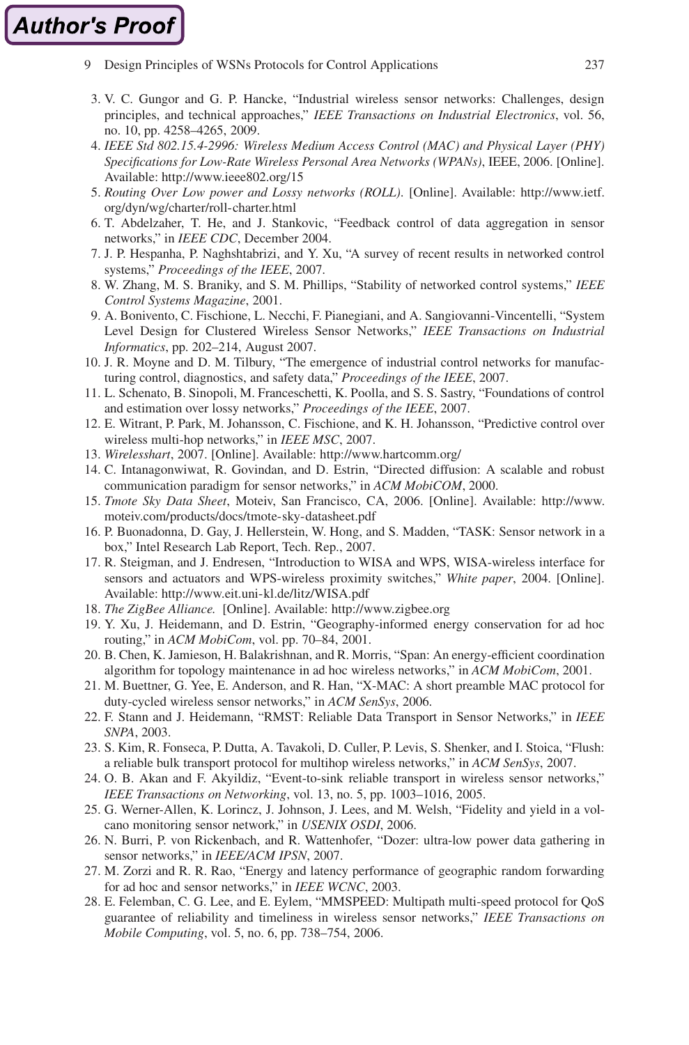3. V. C. Gungor and G. P. Hancke, "Industrial wireless sensor networks: Challenges, design principles, and technical approaches," *IEEE Transactions on Industrial Electronics*, vol. 56, no. 10, pp. 4258–4265, 2009.
4. *IEEE Std 802.15.4-2996: Wireless Medium Access Control (MAC) and Physical Layer (PHY) Specifications for Low-Rate Wireless Personal Area Networks (WPANs)*, IEEE, 2006. [Online]. Available: http://www.ieee802.org/15
5. *Routing Over Low power and Lossy networks (ROLL)*. [Online]. Available: http://www.ietf.org/dyn/wg/charter/roll-charter.html
6. T. Abdelzaher, T. He, and J. Stankovic, "Feedback control of data aggregation in sensor networks," in *IEEE CDC*, December 2004.
7. J. P. Hespanha, P. Naghshtabrizi, and Y. Xu, "A survey of recent results in networked control systems," *Proceedings of the IEEE*, 2007.
8. W. Zhang, M. S. Braniky, and S. M. Phillips, "Stability of networked control systems," *IEEE Control Systems Magazine*, 2001.
9. A. Bonivento, C. Fischione, L. Necchi, F. Pianegiani, and A. Sangiovanni-Vincentelli, "System Level Design for Clustered Wireless Sensor Networks," *IEEE Transactions on Industrial Informatics*, pp. 202–214, August 2007.
10. J. R. Moyne and D. M. Tilbury, "The emergence of industrial control networks for manufacturing control, diagnostics, and safety data," *Proceedings of the IEEE*, 2007.
11. L. Schenato, B. Sinopoli, M. Franceschetti, K. Poolla, and S. S. Sastry, "Foundations of control and estimation over lossy networks," *Proceedings of the IEEE*, 2007.
12. E. Witrant, P. Park, M. Johansson, C. Fischione, and K. H. Johansson, "Predictive control over wireless multi-hop networks," in *IEEE MSC*, 2007.
13. *Wirelesshart*, 2007. [Online]. Available: http://www.hartcomm.org/
14. C. Intanagonwiwat, R. Govindan, and D. Estrin, "Directed diffusion: A scalable and robust communication paradigm for sensor networks," in *ACM MobiCOM*, 2000.
15. *Tmote Sky Data Sheet*, Moteiv, San Francisco, CA, 2006. [Online]. Available: http://www.moteiv.com/products/docs/tmote-sky-datasheet.pdf
16. P. Buonadonna, D. Gay, J. Hellerstein, W. Hong, and S. Madden, "TASK: Sensor network in a box," Intel Research Lab Report, Tech. Rep., 2007.
17. R. Steigman, and J. Endresen, "Introduction to WISA and WPS, WISA-wireless interface for sensors and actuators and WPS-wireless proximity switches," *White paper*, 2004. [Online]. Available: http://www.eit.uni-kl.de/litz/WISA.pdf
18. *The ZigBee Alliance.* [Online]. Available: http://www.zigbee.org
19. Y. Xu, J. Heidemann, and D. Estrin, "Geography-informed energy conservation for ad hoc routing," in *ACM MobiCom*, vol. pp. 70–84, 2001.
20. B. Chen, K. Jamieson, H. Balakrishnan, and R. Morris, "Span: An energy-efficient coordination algorithm for topology maintenance in ad hoc wireless networks," in *ACM MobiCom*, 2001.
21. M. Buettner, G. Yee, E. Anderson, and R. Han, "X-MAC: A short preamble MAC protocol for duty-cycled wireless sensor networks," in *ACM SenSys*, 2006.
22. F. Stann and J. Heidemann, "RMST: Reliable Data Transport in Sensor Networks," in *IEEE SNPA*, 2003.
23. S. Kim, R. Fonseca, P. Dutta, A. Tavakoli, D. Culler, P. Levis, S. Shenker, and I. Stoica, "Flush: a reliable bulk transport protocol for multihop wireless networks," in *ACM SenSys*, 2007.
24. O. B. Akan and F. Akyildiz, "Event-to-sink reliable transport in wireless sensor networks," *IEEE Transactions on Networking*, vol. 13, no. 5, pp. 1003–1016, 2005.
25. G. Werner-Allen, K. Lorincz, J. Johnson, J. Lees, and M. Welsh, "Fidelity and yield in a volcano monitoring sensor network," in *USENIX OSDI*, 2006.
26. N. Burri, P. von Rickenbach, and R. Wattenhofer, "Dozer: ultra-low power data gathering in sensor networks," in *IEEE/ACM IPSN*, 2007.
27. M. Zorzi and R. R. Rao, "Energy and latency performance of geographic random forwarding for ad hoc and sensor networks," in *IEEE WCNC*, 2003.
28. E. Felemban, C. G. Lee, and E. Eylem, "MMSPEED: Multipath multi-speed protocol for QoS guarantee of reliability and timeliness in wireless sensor networks," *IEEE Transactions on Mobile Computing*, vol. 5, no. 6, pp. 738–754, 2006.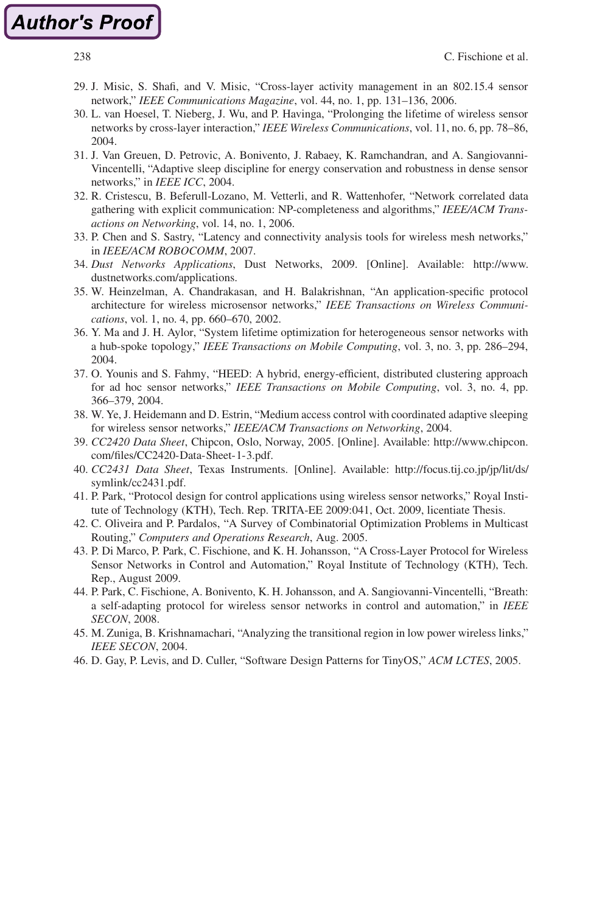29. J. Misic, S. Shafi, and V. Misic, "Cross-layer activity management in an 802.15.4 sensor network," *IEEE Communications Magazine*, vol. 44, no. 1, pp. 131–136, 2006.
30. L. van Hoesel, T. Nieberg, J. Wu, and P. Havinga, "Prolonging the lifetime of wireless sensor networks by cross-layer interaction," *IEEE Wireless Communications*, vol. 11, no. 6, pp. 78–86, 2004.
31. J. Van Greuen, D. Petrovic, A. Bonivento, J. Rabaey, K. Ramchandran, and A. Sangiovanni-Vincentelli, "Adaptive sleep discipline for energy conservation and robustness in dense sensor networks," in *IEEE ICC*, 2004.
32. R. Cristescu, B. Beferull-Lozano, M. Vetterli, and R. Wattenhofer, "Network correlated data gathering with explicit communication: NP-completeness and algorithms," *IEEE/ACM Transactions on Networking*, vol. 14, no. 1, 2006.
33. P. Chen and S. Sastry, "Latency and connectivity analysis tools for wireless mesh networks," in *IEEE/ACM ROBOCOMM*, 2007.
34. *Dust Networks Applications*, Dust Networks, 2009. [Online]. Available: http://www.dustnetworks.com/applications.
35. W. Heinzelman, A. Chandrakasan, and H. Balakrishnan, "An application-specific protocol architecture for wireless microsensor networks," *IEEE Transactions on Wireless Communications*, vol. 1, no. 4, pp. 660–670, 2002.
36. Y. Ma and J. H. Aylor, "System lifetime optimization for heterogeneous sensor networks with a hub-spoke topology," *IEEE Transactions on Mobile Computing*, vol. 3, no. 3, pp. 286–294, 2004.
37. O. Younis and S. Fahmy, "HEED: A hybrid, energy-efficient, distributed clustering approach for ad hoc sensor networks," *IEEE Transactions on Mobile Computing*, vol. 3, no. 4, pp. 366–379, 2004.
38. W. Ye, J. Heidemann and D. Estrin, "Medium access control with coordinated adaptive sleeping for wireless sensor networks," *IEEE/ACM Transactions on Networking*, 2004.
39. *CC2420 Data Sheet*, Chipcon, Oslo, Norway, 2005. [Online]. Available: http://www.chipcon.com/files/CC2420-Data-Sheet-1-3.pdf.
40. *CC2431 Data Sheet*, Texas Instruments. [Online]. Available: http://focus.tij.co.jp/jp/lit/ds/symlink/cc2431.pdf.
41. P. Park, "Protocol design for control applications using wireless sensor networks," Royal Institute of Technology (KTH), Tech. Rep. TRITA-EE 2009:041, Oct. 2009, licentiate Thesis.
42. C. Oliveira and P. Pardalos, "A Survey of Combinatorial Optimization Problems in Multicast Routing," *Computers and Operations Research*, Aug. 2005.
43. P. Di Marco, P. Park, C. Fischione, and K. H. Johansson, "A Cross-Layer Protocol for Wireless Sensor Networks in Control and Automation," Royal Institute of Technology (KTH), Tech. Rep., August 2009.
44. P. Park, C. Fischione, A. Bonivento, K. H. Johansson, and A. Sangiovanni-Vincentelli, "Breath: a self-adapting protocol for wireless sensor networks in control and automation," in *IEEE SECON*, 2008.
45. M. Zuniga, B. Krishnamachari, "Analyzing the transitional region in low power wireless links," *IEEE SECON*, 2004.
46. D. Gay, P. Levis, and D. Culler, "Software Design Patterns for TinyOS," *ACM LCTES*, 2005.